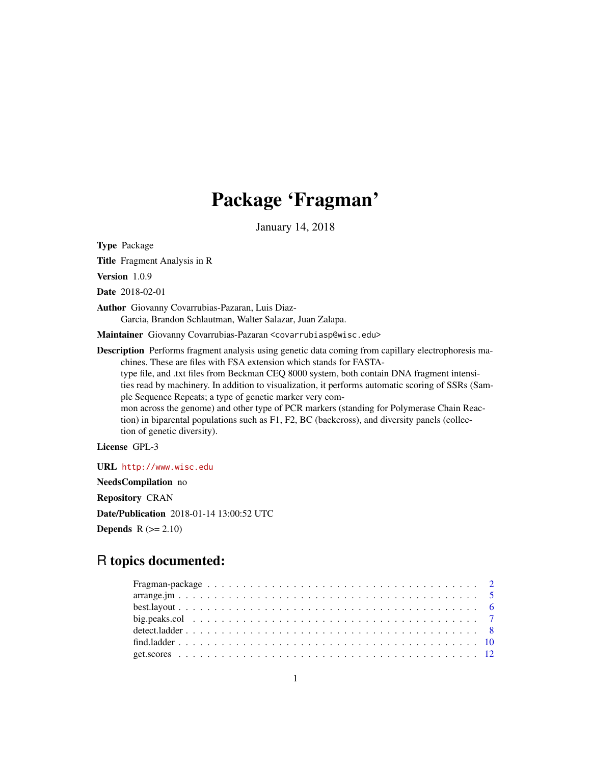# Package 'Fragman'

January 14, 2018

**Type** Package

**Title** Fragment Analysis in R

**Version** 1.0.9

**Date** 2018-02-01

**Author** Giovanny Covarrubias-Pazaran, Luis Diaz-Garcia, Brandon Schlautman, Walter Salazar, Juan Zalapa.

**Maintainer** Giovanny Covarrubias-Pazaran <covarrubiasp@wisc.edu>

**Description** Performs fragment analysis using genetic data coming from capillary electrophoresis machines. These are files with FSA extension which stands for FASTA-type file, and .txt files from Beckman CEQ 8000 system, both contain DNA fragment intensities read by machinery. In addition to visualization, it performs automatic scoring of SSRs (Sample Sequence Repeats; a type of genetic marker very common across the genome) and other type of PCR markers (standing for Polymerase Chain Reaction) in biparental populations such as F1, F2, BC (backcross), and diversity panels (collection of genetic diversity).

**License** GPL-3

**URL** http://www.wisc.edu

**NeedsCompilation** no

**Repository** CRAN

**Date/Publication** 2018-01-14 13:00:52 UTC

**Depends** R (>= 2.10)

## R topics documented:

- Fragman-package . . . . . . . . . . . . . . . . . . . . . . . . . . . . . . . . . . . . . . . . 2
- arrange.jm . . . . . . . . . . . . . . . . . . . . . . . . . . . . . . . . . . . . . . . . . . . 5
- best.layout . . . . . . . . . . . . . . . . . . . . . . . . . . . . . . . . . . . . . . . . . . . 6
- big.peaks.col . . . . . . . . . . . . . . . . . . . . . . . . . . . . . . . . . . . . . . . . . . 7
- detect.ladder . . . . . . . . . . . . . . . . . . . . . . . . . . . . . . . . . . . . . . . . . . 8
- find.ladder . . . . . . . . . . . . . . . . . . . . . . . . . . . . . . . . . . . . . . . . . . . 10
- get.scores . . . . . . . . . . . . . . . . . . . . . . . . . . . . . . . . . . . . . . . . . . . 12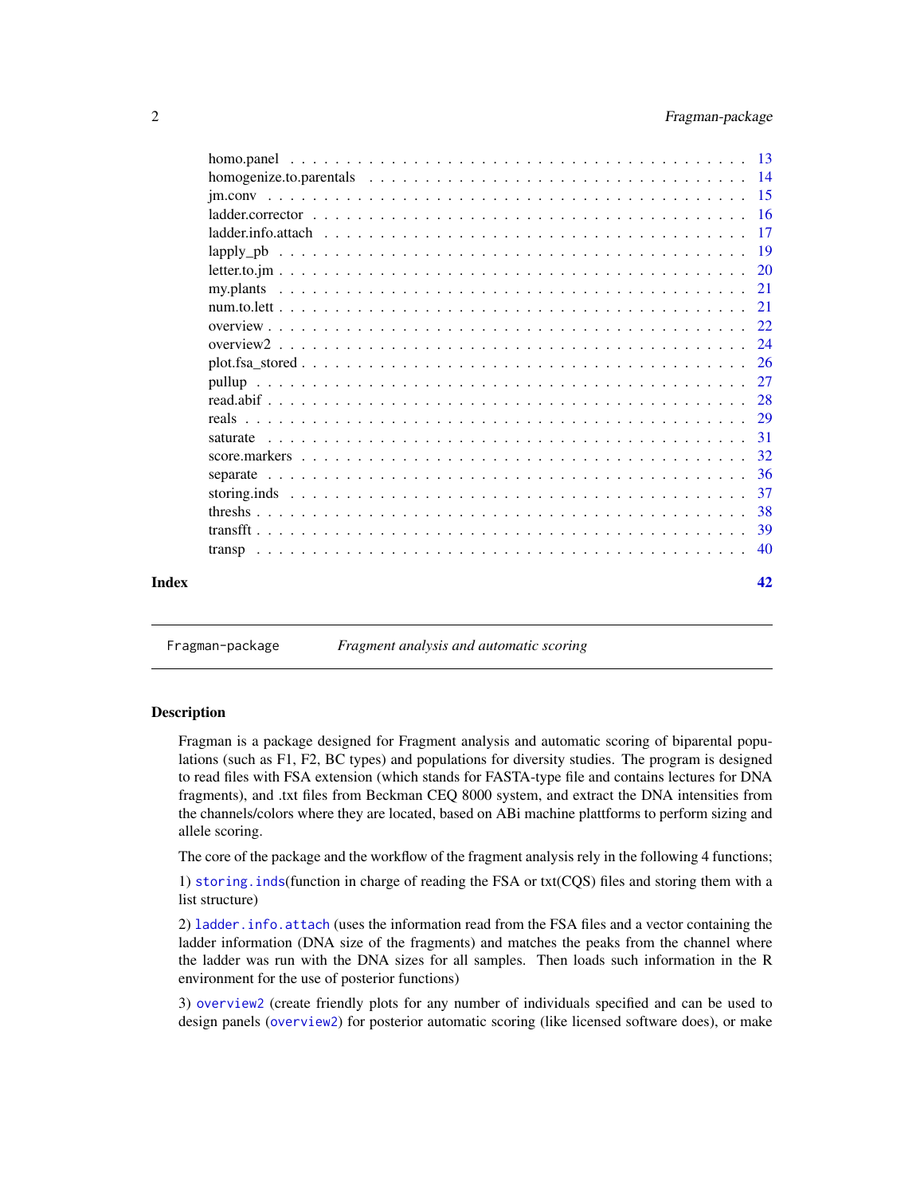homo.panel . . . . . . . . . . . . . . . . . . . . . . . . . . . . . . . . . . . . . . 13
homogenize.to.parentals . . . . . . . . . . . . . . . . . . . . . . . . . . . . . . . . 14
jm.conv . . . . . . . . . . . . . . . . . . . . . . . . . . . . . . . . . . . . . . . . 15
ladder.corrector . . . . . . . . . . . . . . . . . . . . . . . . . . . . . . . . . . . . 16
ladder.info.attach . . . . . . . . . . . . . . . . . . . . . . . . . . . . . . . . . . . 17
lapply_pb . . . . . . . . . . . . . . . . . . . . . . . . . . . . . . . . . . . . . . . 19
letter.to.jm . . . . . . . . . . . . . . . . . . . . . . . . . . . . . . . . . . . . . . 20
my.plants . . . . . . . . . . . . . . . . . . . . . . . . . . . . . . . . . . . . . . . 21
num.to.lett . . . . . . . . . . . . . . . . . . . . . . . . . . . . . . . . . . . . . . 21
overview . . . . . . . . . . . . . . . . . . . . . . . . . . . . . . . . . . . . . . . . 22
overview2 . . . . . . . . . . . . . . . . . . . . . . . . . . . . . . . . . . . . . . . 24
plot.fsa_stored . . . . . . . . . . . . . . . . . . . . . . . . . . . . . . . . . . . . 26
pullup . . . . . . . . . . . . . . . . . . . . . . . . . . . . . . . . . . . . . . . . . 27
read.abif . . . . . . . . . . . . . . . . . . . . . . . . . . . . . . . . . . . . . . . 28
reals . . . . . . . . . . . . . . . . . . . . . . . . . . . . . . . . . . . . . . . . . . 29
saturate . . . . . . . . . . . . . . . . . . . . . . . . . . . . . . . . . . . . . . . . 31
score.markers . . . . . . . . . . . . . . . . . . . . . . . . . . . . . . . . . . . . . 32
separate . . . . . . . . . . . . . . . . . . . . . . . . . . . . . . . . . . . . . . . . 36
storing.inds . . . . . . . . . . . . . . . . . . . . . . . . . . . . . . . . . . . . . . 37
threshs . . . . . . . . . . . . . . . . . . . . . . . . . . . . . . . . . . . . . . . . . 38
transfft . . . . . . . . . . . . . . . . . . . . . . . . . . . . . . . . . . . . . . . . . 39
transp . . . . . . . . . . . . . . . . . . . . . . . . . . . . . . . . . . . . . . . . . . 40

**Index** 42

---

`Fragman-package` *Fragment analysis and automatic scoring*

---

## Description

Fragman is a package designed for Fragment analysis and automatic scoring of biparental populations (such as F1, F2, BC types) and populations for diversity studies. The program is designed to read files with FSA extension (which stands for FASTA-type file and contains lectures for DNA fragments), and .txt files from Beckman CEQ 8000 system, and extract the DNA intensities from the channels/colors where they are located, based on ABi machine plattforms to perform sizing and allele scoring.

The core of the package and the workflow of the fragment analysis rely in the following 4 functions;

1) `storing.inds`(function in charge of reading the FSA or txt(CQS) files and storing them with a list structure)

2) `ladder.info.attach` (uses the information read from the FSA files and a vector containing the ladder information (DNA size of the fragments) and matches the peaks from the channel where the ladder was run with the DNA sizes for all samples. Then loads such information in the R environment for the use of posterior functions)

3) `overview2` (create friendly plots for any number of individuals specified and can be used to design panels (`overview2`) for posterior automatic scoring (like licensed software does), or make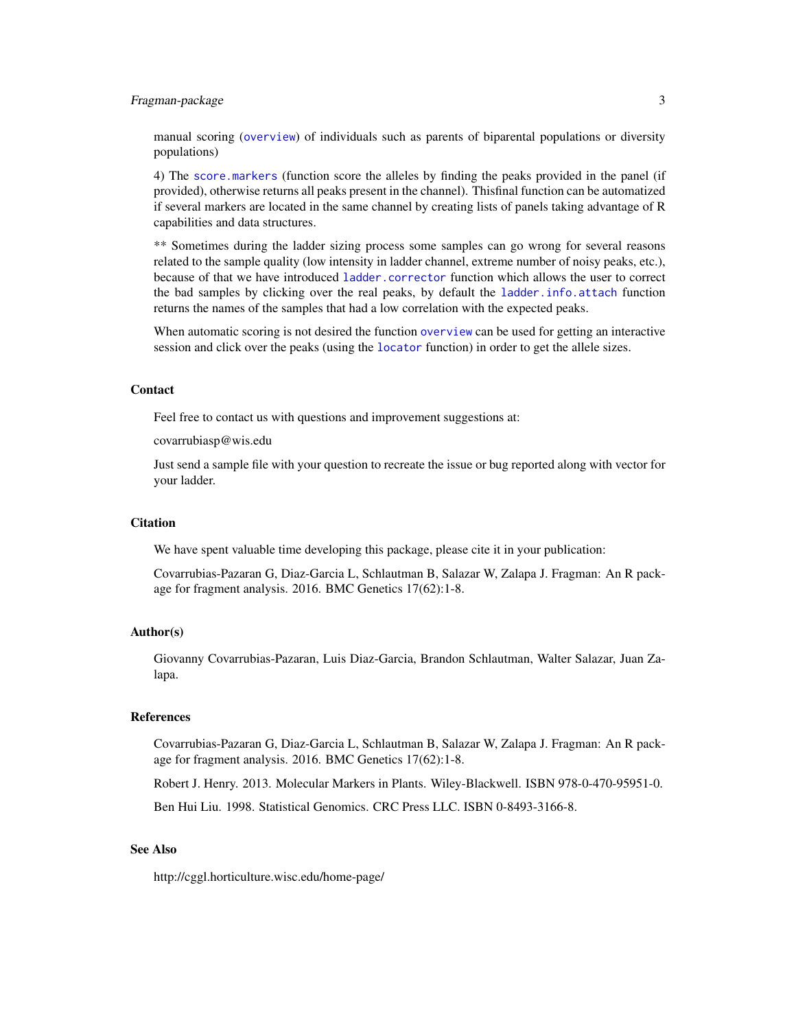manual scoring (`overview`) of individuals such as parents of biparental populations or diversity populations)

4) The `score.markers` (function score the alleles by finding the peaks provided in the panel (if provided), otherwise returns all peaks present in the channel). Thisfinal function can be automatized if several markers are located in the same channel by creating lists of panels taking advantage of R capabilities and data structures.

** Sometimes during the ladder sizing process some samples can go wrong for several reasons related to the sample quality (low intensity in ladder channel, extreme number of noisy peaks, etc.), because of that we have introduced `ladder.corrector` function which allows the user to correct the bad samples by clicking over the real peaks, by default the `ladder.info.attach` function returns the names of the samples that had a low correlation with the expected peaks.

When automatic scoring is not desired the function `overview` can be used for getting an interactive session and click over the peaks (using the `locator` function) in order to get the allele sizes.

## Contact

Feel free to contact us with questions and improvement suggestions at:

covarrubiasp@wis.edu

Just send a sample file with your question to recreate the issue or bug reported along with vector for your ladder.

## Citation

We have spent valuable time developing this package, please cite it in your publication:

Covarrubias-Pazaran G, Diaz-Garcia L, Schlautman B, Salazar W, Zalapa J. Fragman: An R package for fragment analysis. 2016. BMC Genetics 17(62):1-8.

## Author(s)

Giovanny Covarrubias-Pazaran, Luis Diaz-Garcia, Brandon Schlautman, Walter Salazar, Juan Zalapa.

## References

Covarrubias-Pazaran G, Diaz-Garcia L, Schlautman B, Salazar W, Zalapa J. Fragman: An R package for fragment analysis. 2016. BMC Genetics 17(62):1-8.

Robert J. Henry. 2013. Molecular Markers in Plants. Wiley-Blackwell. ISBN 978-0-470-95951-0.

Ben Hui Liu. 1998. Statistical Genomics. CRC Press LLC. ISBN 0-8493-3166-8.

## See Also

http://cggl.horticulture.wisc.edu/home-page/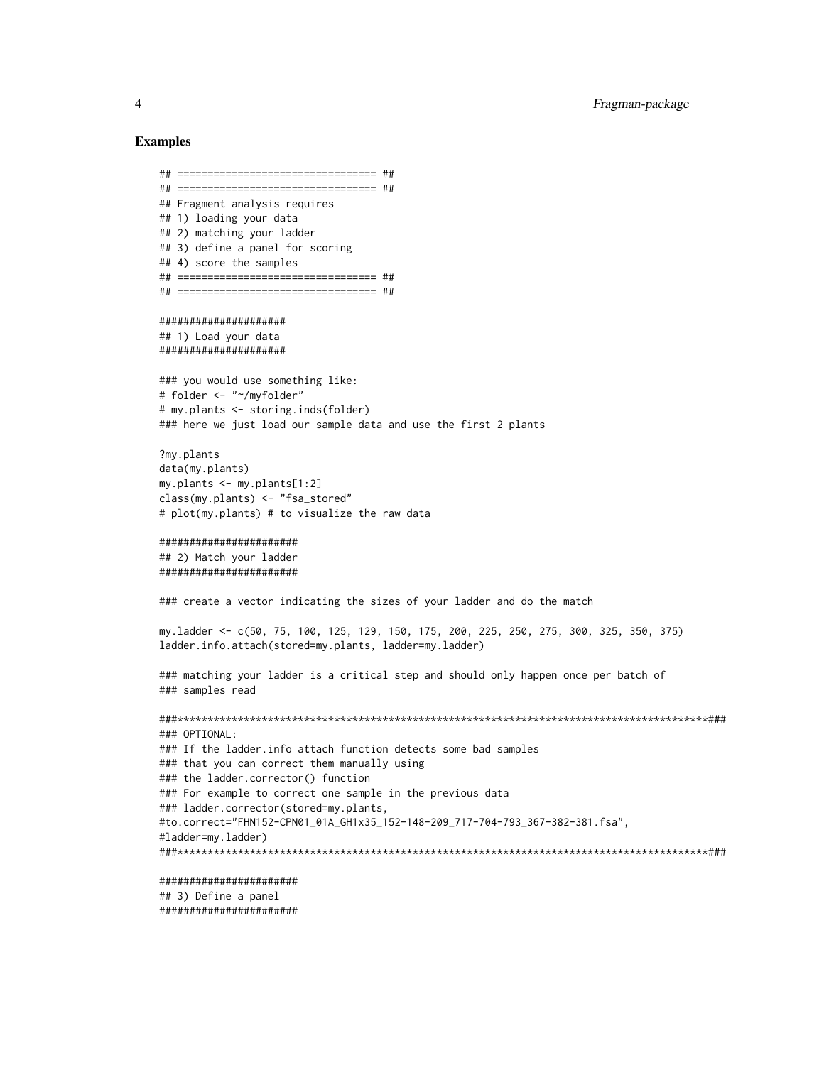## Examples

```
## ================================= ##
## ================================= ##
## Fragment analysis requires
## 1) loading your data
## 2) matching your ladder
## 3) define a panel for scoring
## 4) score the samples
## ================================= ##
## ================================= ##

####################
## 1) Load your data
####################

### you would use something like:
# folder <- "~/myfolder"
# my.plants <- storing.inds(folder)
### here we just load our sample data and use the first 2 plants

?my.plants
data(my.plants)
my.plants <- my.plants[1:2]
class(my.plants) <- "fsa_stored"
# plot(my.plants) # to visualize the raw data

######################
## 2) Match your ladder
######################

### create a vector indicating the sizes of your ladder and do the match

my.ladder <- c(50, 75, 100, 125, 129, 150, 175, 200, 225, 250, 275, 300, 325, 350, 375)
ladder.info.attach(stored=my.plants, ladder=my.ladder)

### matching your ladder is a critical step and should only happen once per batch of
### samples read

###****************************************************************************************###
### OPTIONAL:
### If the ladder.info attach function detects some bad samples
### that you can correct them manually using
### the ladder.corrector() function
### For example to correct one sample in the previous data
### ladder.corrector(stored=my.plants,
#to.correct="FHN152-CPN01_01A_GH1x35_152-148-209_717-704-793_367-382-381.fsa",
#ladder=my.ladder)
###****************************************************************************************###

######################
## 3) Define a panel
######################
```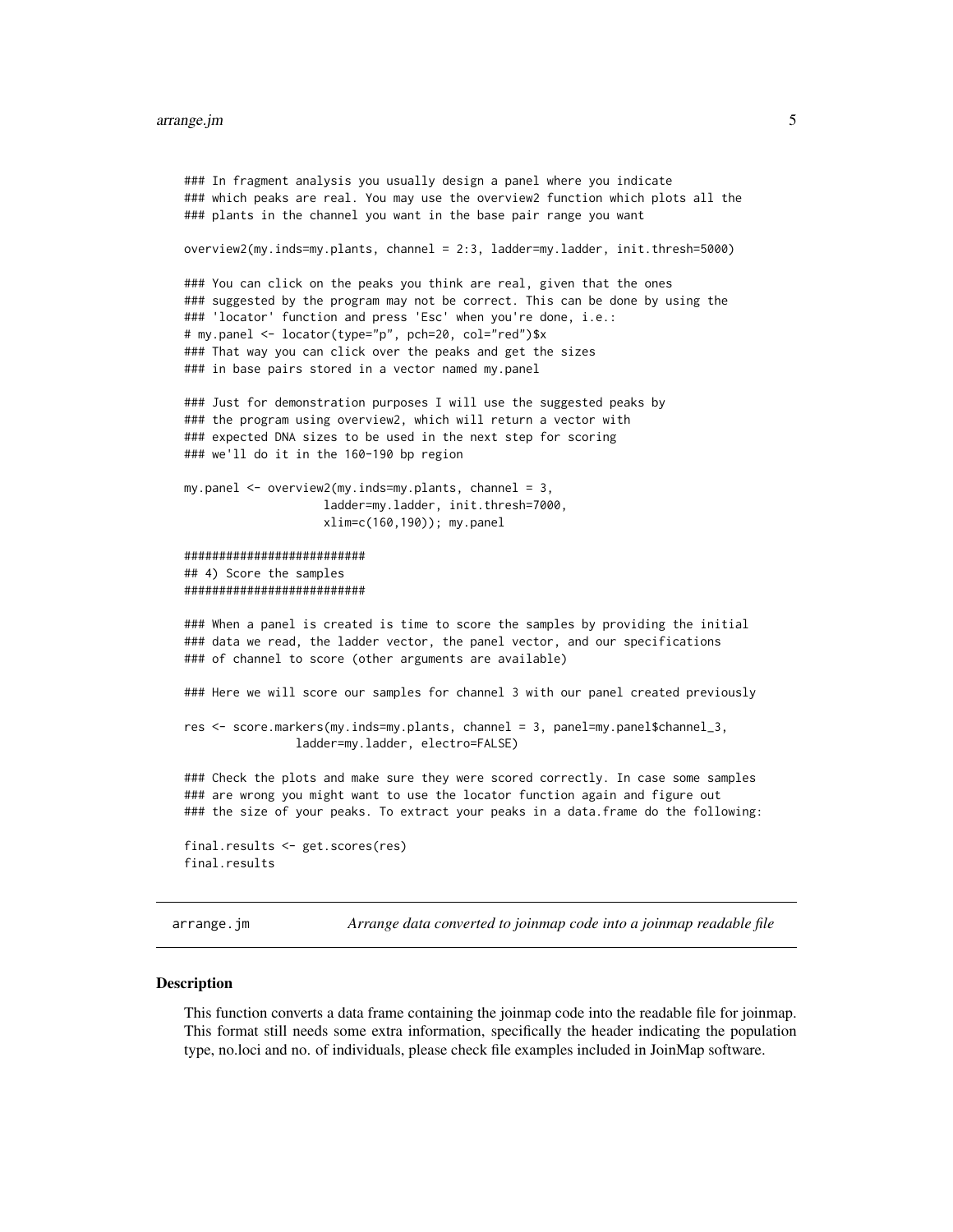```
### In fragment analysis you usually design a panel where you indicate
### which peaks are real. You may use the overview2 function which plots all the
### plants in the channel you want in the base pair range you want

overview2(my.inds=my.plants, channel = 2:3, ladder=my.ladder, init.thresh=5000)

### You can click on the peaks you think are real, given that the ones
### suggested by the program may not be correct. This can be done by using the
### 'locator' function and press 'Esc' when you're done, i.e.:
# my.panel <- locator(type="p", pch=20, col="red")$x
### That way you can click over the peaks and get the sizes
### in base pairs stored in a vector named my.panel

### Just for demonstration purposes I will use the suggested peaks by
### the program using overview2, which will return a vector with
### expected DNA sizes to be used in the next step for scoring
### we'll do it in the 160-190 bp region

my.panel <- overview2(my.inds=my.plants, channel = 3,
                     ladder=my.ladder, init.thresh=7000,
                     xlim=c(160,190)); my.panel

##########################
## 4) Score the samples
##########################

### When a panel is created is time to score the samples by providing the initial
### data we read, the ladder vector, the panel vector, and our specifications
### of channel to score (other arguments are available)

### Here we will score our samples for channel 3 with our panel created previously

res <- score.markers(my.inds=my.plants, channel = 3, panel=my.panel$channel_3,
              ladder=my.ladder, electro=FALSE)

### Check the plots and make sure they were scored correctly. In case some samples
### are wrong you might want to use the locator function again and figure out
### the size of your peaks. To extract your peaks in a data.frame do the following:

final.results <- get.scores(res)
final.results
```

---

`arrange.jm` — *Arrange data converted to joinmap code into a joinmap readable file*

---

## Description

This function converts a data frame containing the joinmap code into the readable file for joinmap. This format still needs some extra information, specifically the header indicating the population type, no.loci and no. of individuals, please check file examples included in JoinMap software.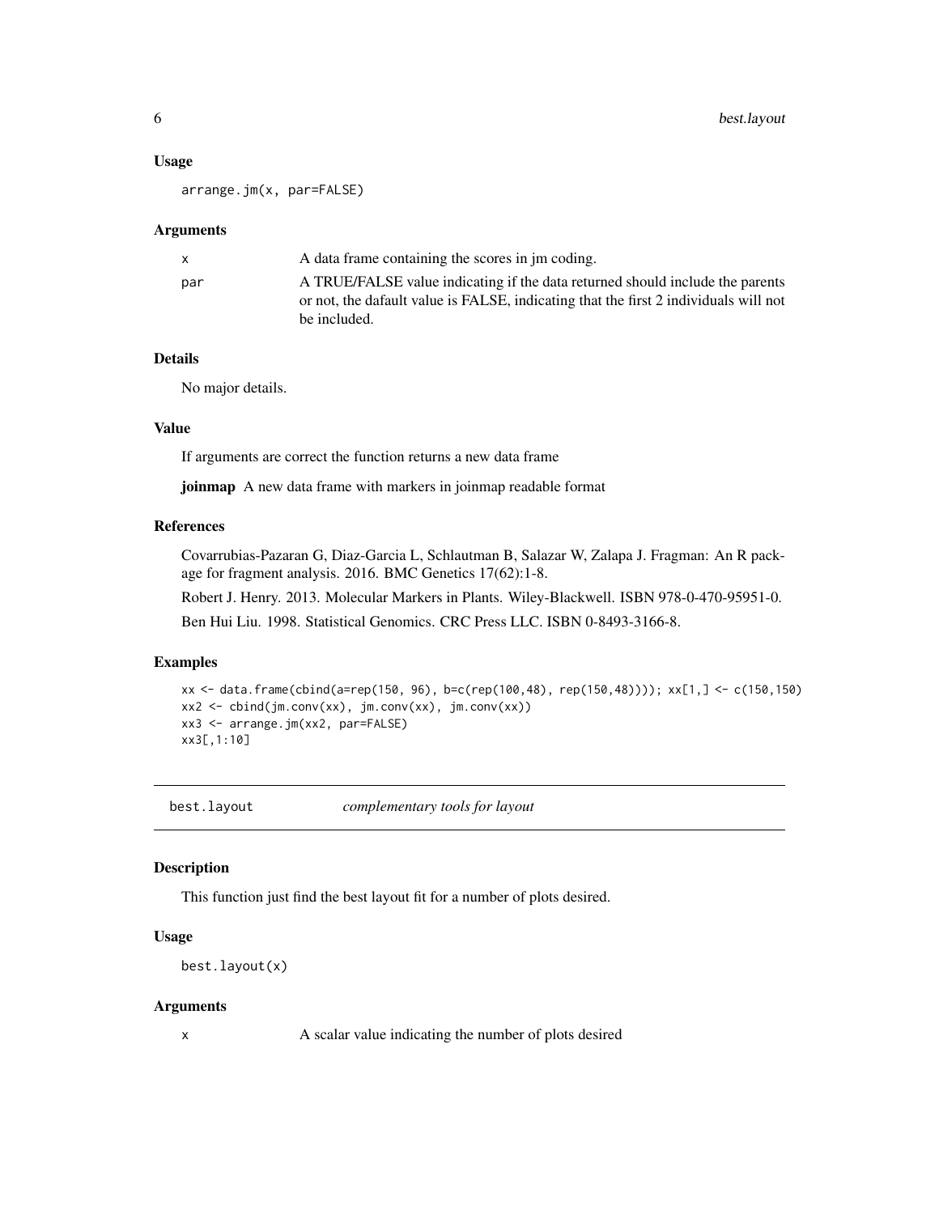### Usage

```
arrange.jm(x, par=FALSE)
```

### Arguments

| | |
|---|---|
| x | A data frame containing the scores in jm coding. |
| par | A TRUE/FALSE value indicating if the data returned should include the parents or not, the dafault value is FALSE, indicating that the first 2 individuals will not be included. |

### Details

No major details.

### Value

If arguments are correct the function returns a new data frame

**joinmap** A new data frame with markers in joinmap readable format

### References

Covarrubias-Pazaran G, Diaz-Garcia L, Schlautman B, Salazar W, Zalapa J. Fragman: An R package for fragment analysis. 2016. BMC Genetics 17(62):1-8.

Robert J. Henry. 2013. Molecular Markers in Plants. Wiley-Blackwell. ISBN 978-0-470-95951-0.

Ben Hui Liu. 1998. Statistical Genomics. CRC Press LLC. ISBN 0-8493-3166-8.

### Examples

```
xx <- data.frame(cbind(a=rep(150, 96), b=c(rep(100,48), rep(150,48)))); xx[1,] <- c(150,150)
xx2 <- cbind(jm.conv(xx), jm.conv(xx), jm.conv(xx))
xx3 <- arrange.jm(xx2, par=FALSE)
xx3[,1:10]
```

---

## best.layout *complementary tools for layout*

### Description

This function just find the best layout fit for a number of plots desired.

### Usage

```
best.layout(x)
```

### Arguments

| | |
|---|---|
| x | A scalar value indicating the number of plots desired |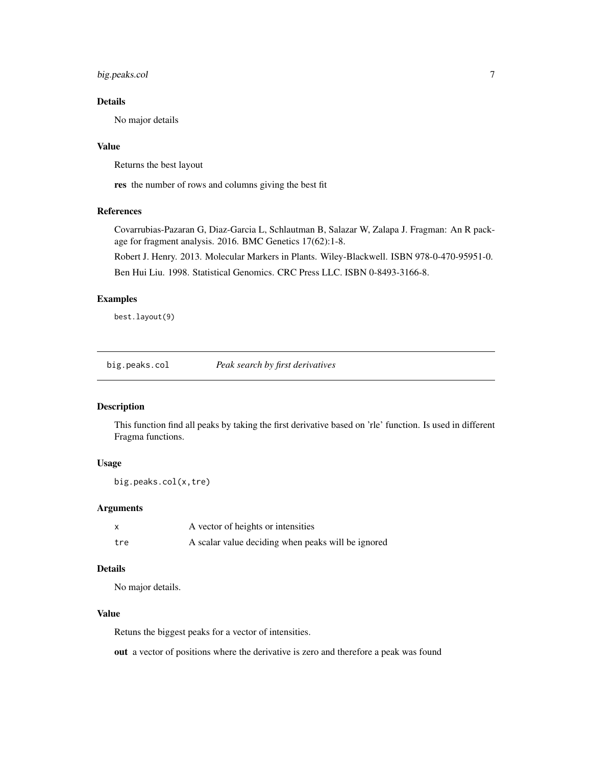### Details

No major details

### Value

Returns the best layout

**res** the number of rows and columns giving the best fit

### References

Covarrubias-Pazaran G, Diaz-Garcia L, Schlautman B, Salazar W, Zalapa J. Fragman: An R package for fragment analysis. 2016. BMC Genetics 17(62):1-8.

Robert J. Henry. 2013. Molecular Markers in Plants. Wiley-Blackwell. ISBN 978-0-470-95951-0.

Ben Hui Liu. 1998. Statistical Genomics. CRC Press LLC. ISBN 0-8493-3166-8.

### Examples

```
best.layout(9)
```

---

## big.peaks.col — *Peak search by first derivatives*

### Description

This function find all peaks by taking the first derivative based on 'rle' function. Is used in different Fragma functions.

### Usage

```
big.peaks.col(x,tre)
```

### Arguments

| | |
|---|---|
| x | A vector of heights or intensities |
| tre | A scalar value deciding when peaks will be ignored |

### Details

No major details.

### Value

Retuns the biggest peaks for a vector of intensities.

**out** a vector of positions where the derivative is zero and therefore a peak was found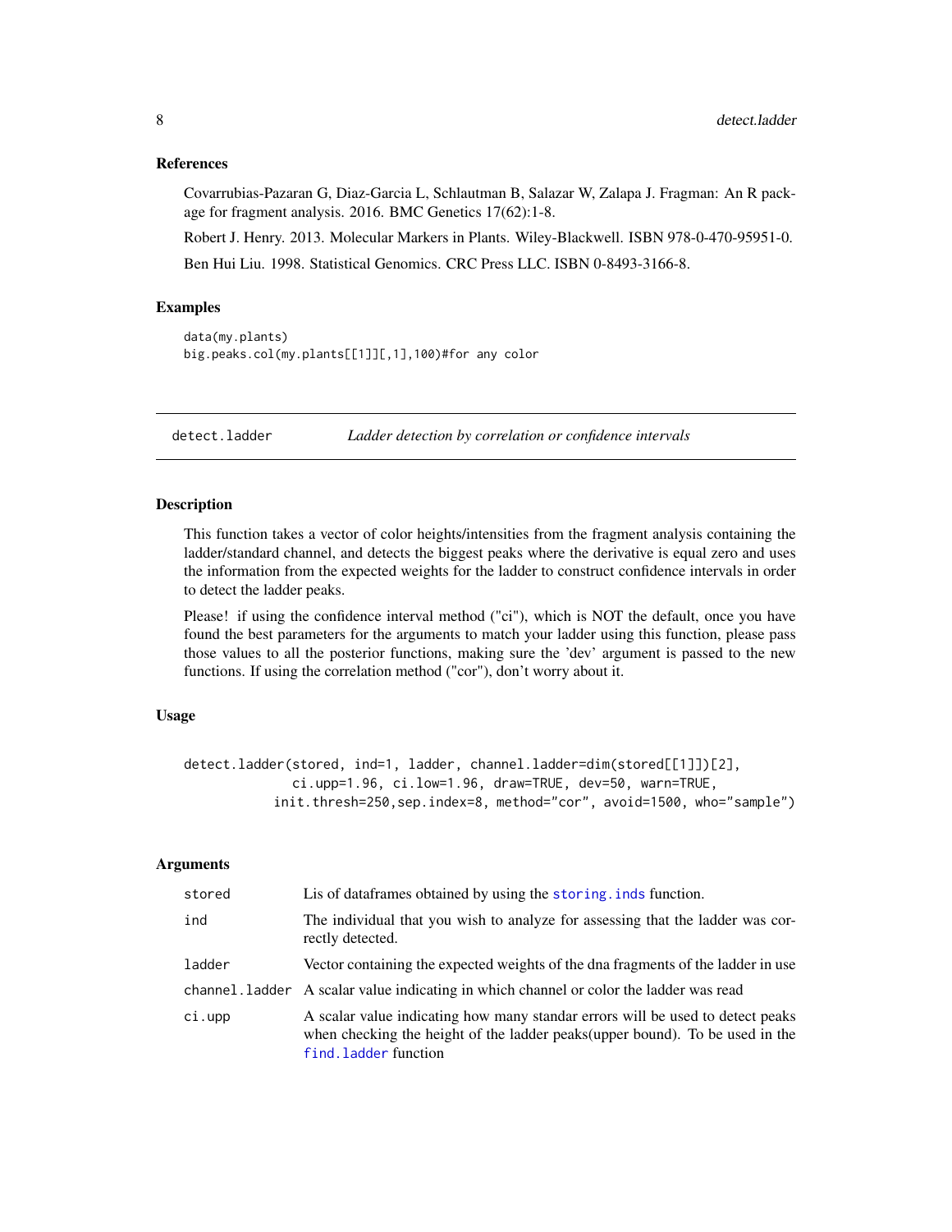### References

Covarrubias-Pazaran G, Diaz-Garcia L, Schlautman B, Salazar W, Zalapa J. Fragman: An R package for fragment analysis. 2016. BMC Genetics 17(62):1-8.

Robert J. Henry. 2013. Molecular Markers in Plants. Wiley-Blackwell. ISBN 978-0-470-95951-0.

Ben Hui Liu. 1998. Statistical Genomics. CRC Press LLC. ISBN 0-8493-3166-8.

### Examples

```
data(my.plants)
big.peaks.col(my.plants[[1]][,1],100)#for any color
```

---

## detect.ladder — *Ladder detection by correlation or confidence intervals*

### Description

This function takes a vector of color heights/intensities from the fragment analysis containing the ladder/standard channel, and detects the biggest peaks where the derivative is equal zero and uses the information from the expected weights for the ladder to construct confidence intervals in order to detect the ladder peaks.

Please! if using the confidence interval method ("ci"), which is NOT the default, once you have found the best parameters for the arguments to match your ladder using this function, please pass those values to all the posterior functions, making sure the 'dev' argument is passed to the new functions. If using the correlation method ("cor"), don't worry about it.

### Usage

```
detect.ladder(stored, ind=1, ladder, channel.ladder=dim(stored[[1]])[2],
            ci.upp=1.96, ci.low=1.96, draw=TRUE, dev=50, warn=TRUE,
          init.thresh=250,sep.index=8, method="cor", avoid=1500, who="sample")
```

### Arguments

| | |
|---|---|
| `stored` | Lis of dataframes obtained by using the `storing.inds` function. |
| `ind` | The individual that you wish to analyze for assessing that the ladder was correctly detected. |
| `ladder` | Vector containing the expected weights of the dna fragments of the ladder in use |
| `channel.ladder` | A scalar value indicating in which channel or color the ladder was read |
| `ci.upp` | A scalar value indicating how many standar errors will be used to detect peaks when checking the height of the ladder peaks(upper bound). To be used in the `find.ladder` function |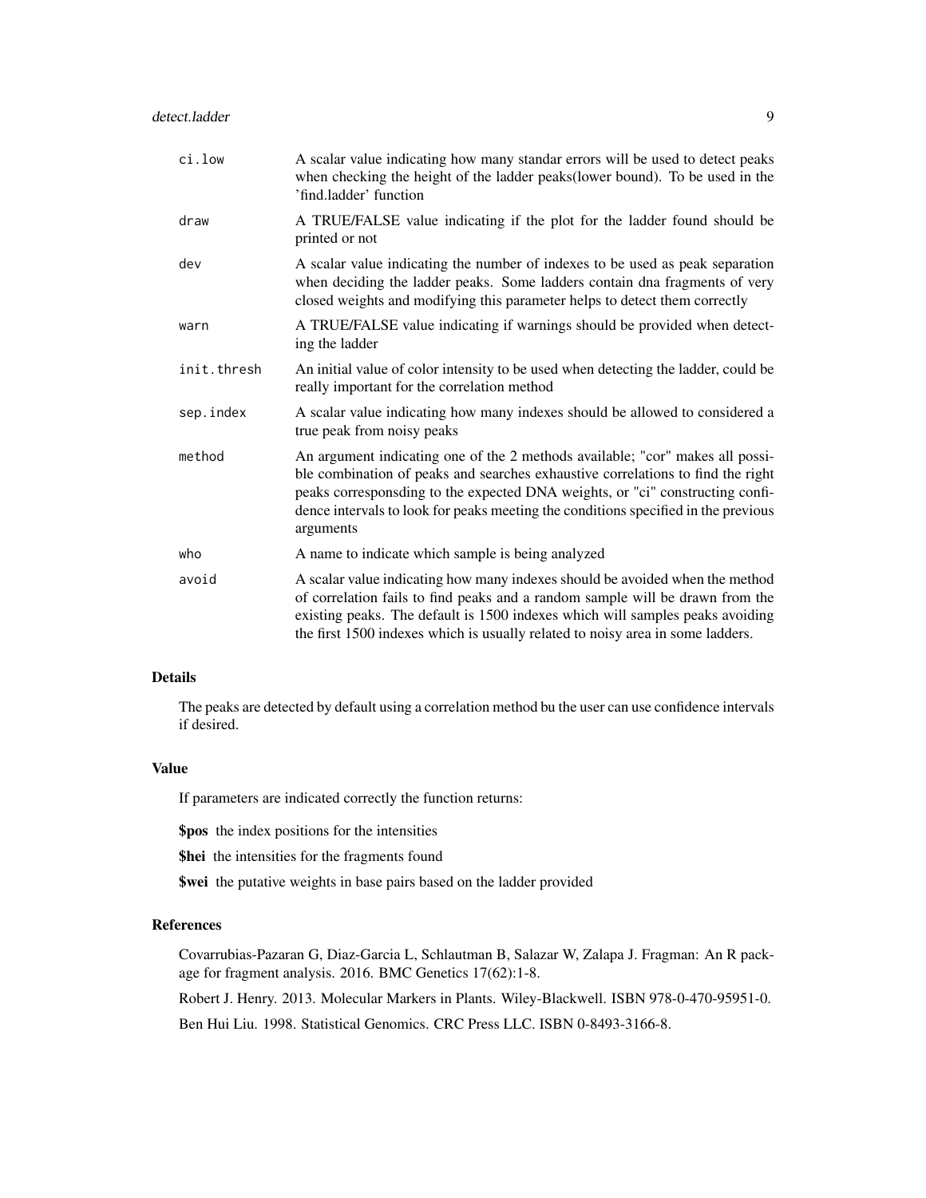| | |
|---|---|
| ci.low | A scalar value indicating how many standar errors will be used to detect peaks when checking the height of the ladder peaks(lower bound). To be used in the 'find.ladder' function |
| draw | A TRUE/FALSE value indicating if the plot for the ladder found should be printed or not |
| dev | A scalar value indicating the number of indexes to be used as peak separation when deciding the ladder peaks. Some ladders contain dna fragments of very closed weights and modifying this parameter helps to detect them correctly |
| warn | A TRUE/FALSE value indicating if warnings should be provided when detecting the ladder |
| init.thresh | An initial value of color intensity to be used when detecting the ladder, could be really important for the correlation method |
| sep.index | A scalar value indicating how many indexes should be allowed to considered a true peak from noisy peaks |
| method | An argument indicating one of the 2 methods available; "cor" makes all possible combination of peaks and searches exhaustive correlations to find the right peaks corresponsding to the expected DNA weights, or "ci" constructing confidence intervals to look for peaks meeting the conditions specified in the previous arguments |
| who | A name to indicate which sample is being analyzed |
| avoid | A scalar value indicating how many indexes should be avoided when the method of correlation fails to find peaks and a random sample will be drawn from the existing peaks. The default is 1500 indexes which will samples peaks avoiding the first 1500 indexes which is usually related to noisy area in some ladders. |

## Details

The peaks are detected by default using a correlation method bu the user can use confidence intervals if desired.

## Value

If parameters are indicated correctly the function returns:

**$pos** the index positions for the intensities

**$hei** the intensities for the fragments found

**$wei** the putative weights in base pairs based on the ladder provided

## References

Covarrubias-Pazaran G, Diaz-Garcia L, Schlautman B, Salazar W, Zalapa J. Fragman: An R package for fragment analysis. 2016. BMC Genetics 17(62):1-8.

Robert J. Henry. 2013. Molecular Markers in Plants. Wiley-Blackwell. ISBN 978-0-470-95951-0.

Ben Hui Liu. 1998. Statistical Genomics. CRC Press LLC. ISBN 0-8493-3166-8.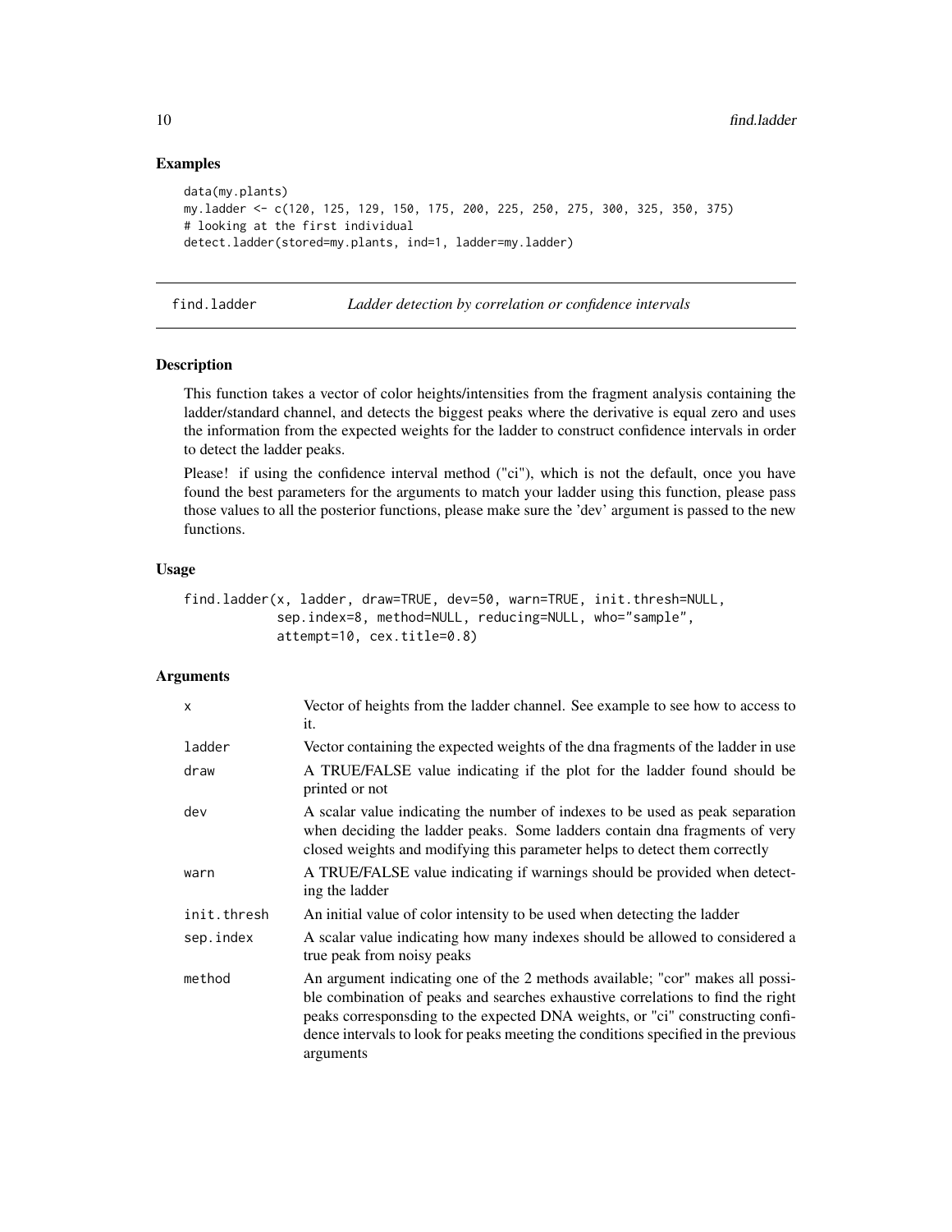### Examples

```
data(my.plants)
my.ladder <- c(120, 125, 129, 150, 175, 200, 225, 250, 275, 300, 325, 350, 375)
# looking at the first individual
detect.ladder(stored=my.plants, ind=1, ladder=my.ladder)
```

---

## find.ladder — *Ladder detection by correlation or confidence intervals*

---

### Description

This function takes a vector of color heights/intensities from the fragment analysis containing the ladder/standard channel, and detects the biggest peaks where the derivative is equal zero and uses the information from the expected weights for the ladder to construct confidence intervals in order to detect the ladder peaks.

Please! if using the confidence interval method ("ci"), which is not the default, once you have found the best parameters for the arguments to match your ladder using this function, please pass those values to all the posterior functions, please make sure the 'dev' argument is passed to the new functions.

### Usage

```
find.ladder(x, ladder, draw=TRUE, dev=50, warn=TRUE, init.thresh=NULL,
            sep.index=8, method=NULL, reducing=NULL, who="sample",
            attempt=10, cex.title=0.8)
```

### Arguments

| | |
|---|---|
| x | Vector of heights from the ladder channel. See example to see how to access to it. |
| ladder | Vector containing the expected weights of the dna fragments of the ladder in use |
| draw | A TRUE/FALSE value indicating if the plot for the ladder found should be printed or not |
| dev | A scalar value indicating the number of indexes to be used as peak separation when deciding the ladder peaks. Some ladders contain dna fragments of very closed weights and modifying this parameter helps to detect them correctly |
| warn | A TRUE/FALSE value indicating if warnings should be provided when detecting the ladder |
| init.thresh | An initial value of color intensity to be used when detecting the ladder |
| sep.index | A scalar value indicating how many indexes should be allowed to considered a true peak from noisy peaks |
| method | An argument indicating one of the 2 methods available; "cor" makes all possible combination of peaks and searches exhaustive correlations to find the right peaks corresponsding to the expected DNA weights, or "ci" constructing confidence intervals to look for peaks meeting the conditions specified in the previous arguments |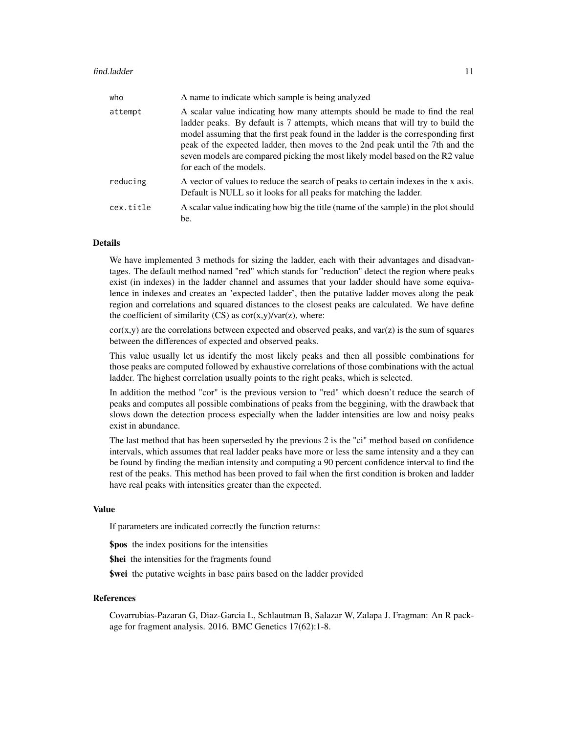| | |
|---|---|
| who | A name to indicate which sample is being analyzed |
| attempt | A scalar value indicating how many attempts should be made to find the real ladder peaks. By default is 7 attempts, which means that will try to build the model assuming that the first peak found in the ladder is the corresponding first peak of the expected ladder, then moves to the 2nd peak until the 7th and the seven models are compared picking the most likely model based on the R2 value for each of the models. |
| reducing | A vector of values to reduce the search of peaks to certain indexes in the x axis. Default is NULL so it looks for all peaks for matching the ladder. |
| cex.title | A scalar value indicating how big the title (name of the sample) in the plot should be. |

## Details

We have implemented 3 methods for sizing the ladder, each with their advantages and disadvantages. The default method named "red" which stands for "reduction" detect the region where peaks exist (in indexes) in the ladder channel and assumes that your ladder should have some equivalence in indexes and creates an 'expected ladder', then the putative ladder moves along the peak region and correlations and squared distances to the closest peaks are calculated. We have define the coefficient of similarity (CS) as cor(x,y)/var(z), where:

cor(x,y) are the correlations between expected and observed peaks, and var(z) is the sum of squares between the differences of expected and observed peaks.

This value usually let us identify the most likely peaks and then all possible combinations for those peaks are computed followed by exhaustive correlations of those combinations with the actual ladder. The highest correlation usually points to the right peaks, which is selected.

In addition the method "cor" is the previous version to "red" which doesn't reduce the search of peaks and computes all possible combinations of peaks from the beggining, with the drawback that slows down the detection process especially when the ladder intensities are low and noisy peaks exist in abundance.

The last method that has been superseded by the previous 2 is the "ci" method based on confidence intervals, which assumes that real ladder peaks have more or less the same intensity and a they can be found by finding the median intensity and computing a 90 percent confidence interval to find the rest of the peaks. This method has been proved to fail when the first condition is broken and ladder have real peaks with intensities greater than the expected.

## Value

If parameters are indicated correctly the function returns:

**$pos** the index positions for the intensities

**$hei** the intensities for the fragments found

**$wei** the putative weights in base pairs based on the ladder provided

## References

Covarrubias-Pazaran G, Diaz-Garcia L, Schlautman B, Salazar W, Zalapa J. Fragman: An R package for fragment analysis. 2016. BMC Genetics 17(62):1-8.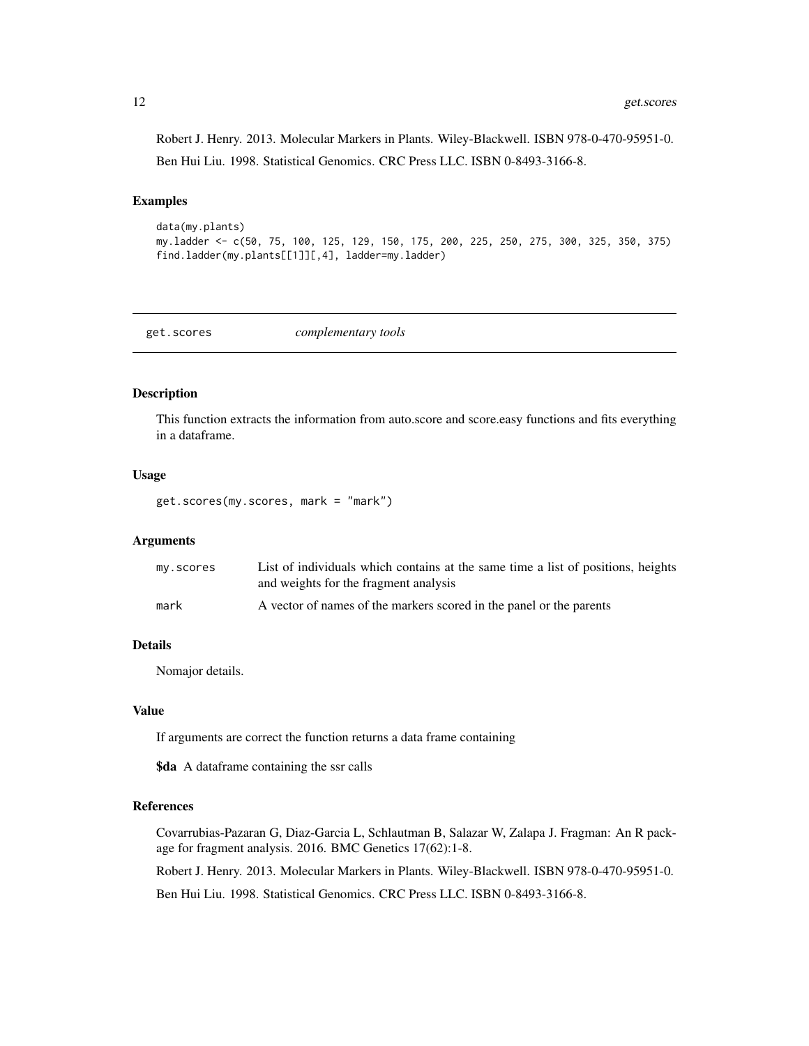Robert J. Henry. 2013. Molecular Markers in Plants. Wiley-Blackwell. ISBN 978-0-470-95951-0.

Ben Hui Liu. 1998. Statistical Genomics. CRC Press LLC. ISBN 0-8493-3166-8.

### Examples

```
data(my.plants)
my.ladder <- c(50, 75, 100, 125, 129, 150, 175, 200, 225, 250, 275, 300, 325, 350, 375)
find.ladder(my.plants[[1]][,4], ladder=my.ladder)
```

---

## get.scores    *complementary tools*

---

### Description

This function extracts the information from auto.score and score.easy functions and fits everything in a dataframe.

### Usage

```
get.scores(my.scores, mark = "mark")
```

### Arguments

| | |
|---|---|
| my.scores | List of individuals which contains at the same time a list of positions, heights and weights for the fragment analysis |
| mark | A vector of names of the markers scored in the panel or the parents |

### Details

Nomajor details.

### Value

If arguments are correct the function returns a data frame containing

**$da** A dataframe containing the ssr calls

### References

Covarrubias-Pazaran G, Diaz-Garcia L, Schlautman B, Salazar W, Zalapa J. Fragman: An R package for fragment analysis. 2016. BMC Genetics 17(62):1-8.

Robert J. Henry. 2013. Molecular Markers in Plants. Wiley-Blackwell. ISBN 978-0-470-95951-0.

Ben Hui Liu. 1998. Statistical Genomics. CRC Press LLC. ISBN 0-8493-3166-8.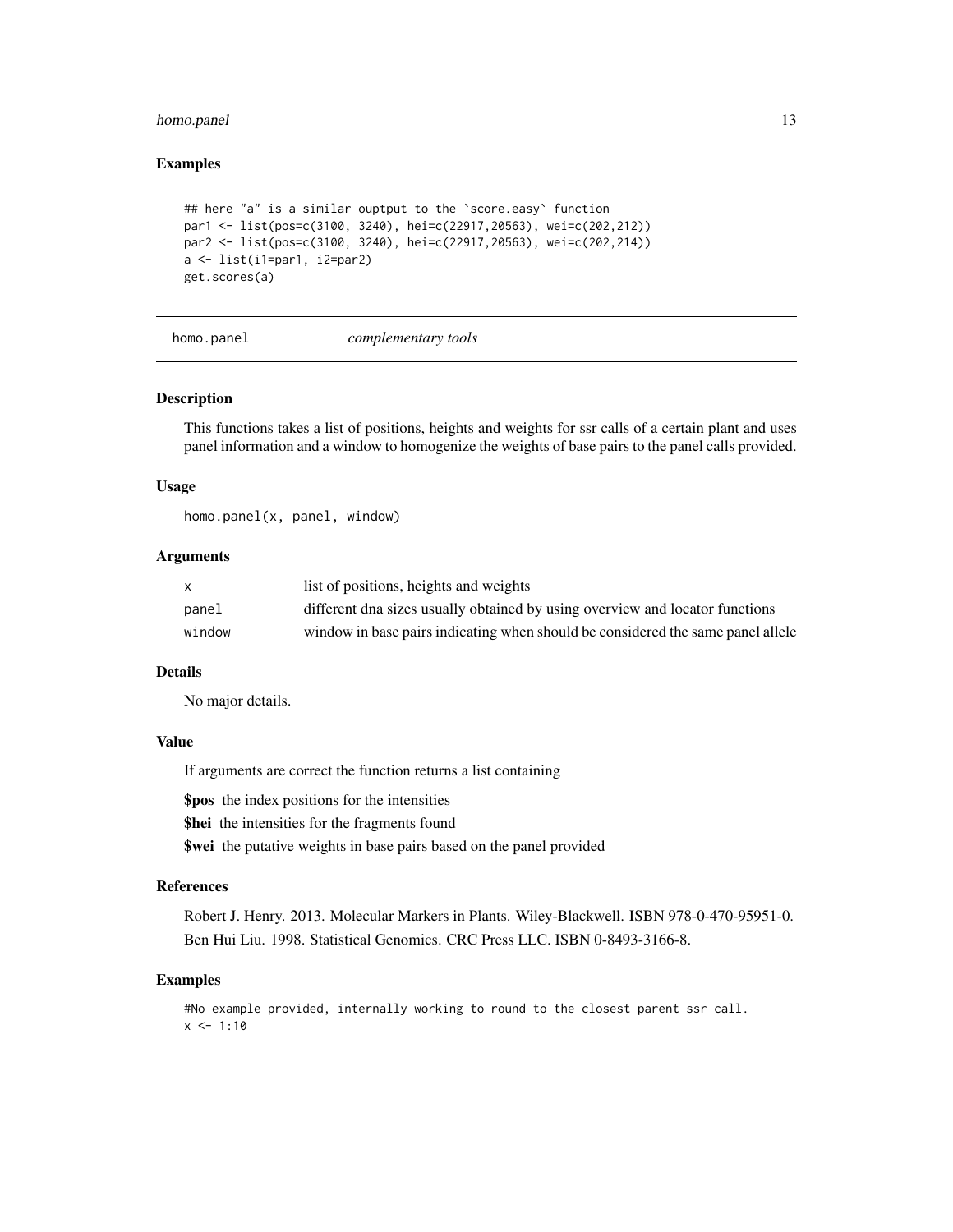### Examples

```
## here "a" is a similar ouptput to the `score.easy` function
par1 <- list(pos=c(3100, 3240), hei=c(22917,20563), wei=c(202,212))
par2 <- list(pos=c(3100, 3240), hei=c(22917,20563), wei=c(202,214))
a <- list(i1=par1, i2=par2)
get.scores(a)
```

---

## homo.panel *complementary tools*

### Description

This functions takes a list of positions, heights and weights for ssr calls of a certain plant and uses panel information and a window to homogenize the weights of base pairs to the panel calls provided.

### Usage

```
homo.panel(x, panel, window)
```

### Arguments

| | |
|---|---|
| x | list of positions, heights and weights |
| panel | different dna sizes usually obtained by using overview and locator functions |
| window | window in base pairs indicating when should be considered the same panel allele |

### Details

No major details.

### Value

If arguments are correct the function returns a list containing

**$pos** the index positions for the intensities

**$hei** the intensities for the fragments found

**$wei** the putative weights in base pairs based on the panel provided

### References

Robert J. Henry. 2013. Molecular Markers in Plants. Wiley-Blackwell. ISBN 978-0-470-95951-0.

Ben Hui Liu. 1998. Statistical Genomics. CRC Press LLC. ISBN 0-8493-3166-8.

### Examples

```
#No example provided, internally working to round to the closest parent ssr call.
x <- 1:10
```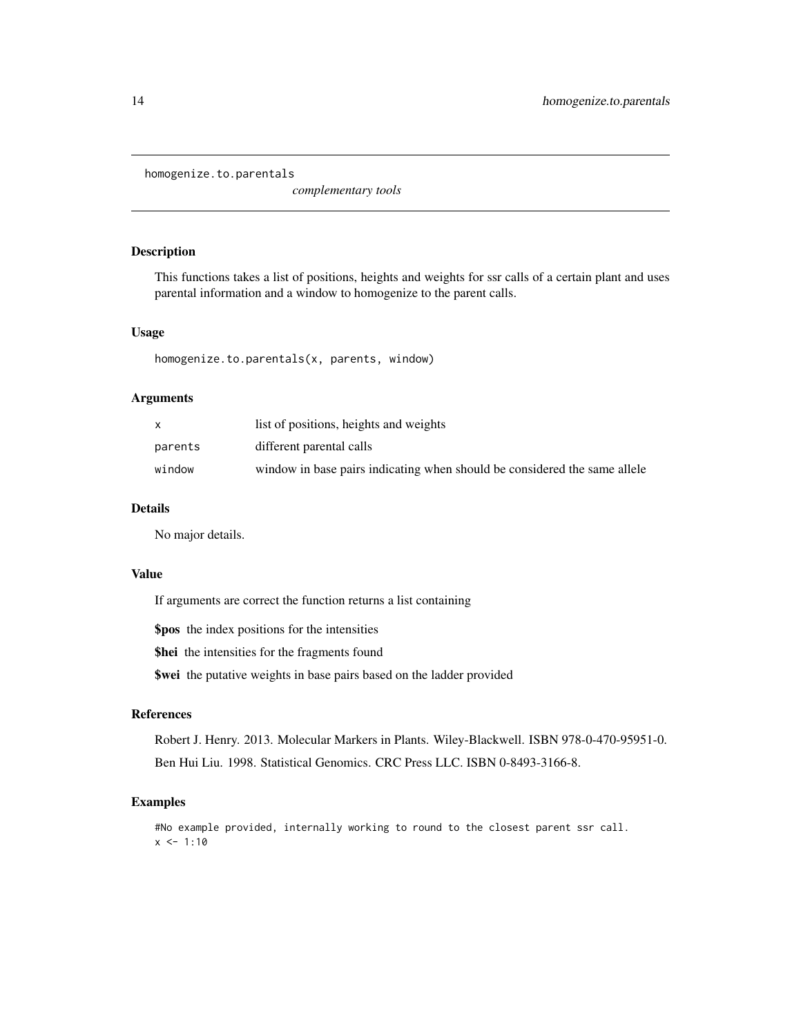homogenize.to.parentals *complementary tools*

## Description

This functions takes a list of positions, heights and weights for ssr calls of a certain plant and uses parental information and a window to homogenize to the parent calls.

## Usage

```
homogenize.to.parentals(x, parents, window)
```

## Arguments

| | |
|---|---|
| x | list of positions, heights and weights |
| parents | different parental calls |
| window | window in base pairs indicating when should be considered the same allele |

## Details

No major details.

## Value

If arguments are correct the function returns a list containing

**$pos** the index positions for the intensities

**$hei** the intensities for the fragments found

**$wei** the putative weights in base pairs based on the ladder provided

## References

Robert J. Henry. 2013. Molecular Markers in Plants. Wiley-Blackwell. ISBN 978-0-470-95951-0.

Ben Hui Liu. 1998. Statistical Genomics. CRC Press LLC. ISBN 0-8493-3166-8.

## Examples

```
#No example provided, internally working to round to the closest parent ssr call.
x <- 1:10
```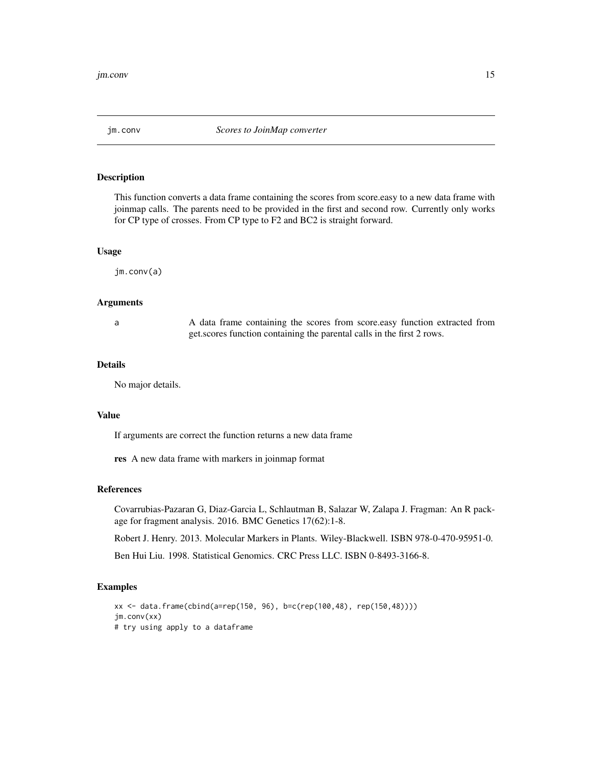# jm.conv — *Scores to JoinMap converter*

## Description

This function converts a data frame containing the scores from score.easy to a new data frame with joinmap calls. The parents need to be provided in the first and second row. Currently only works for CP type of crosses. From CP type to F2 and BC2 is straight forward.

## Usage

```
jm.conv(a)
```

## Arguments

| | |
|---|---|
| a | A data frame containing the scores from score.easy function extracted from get.scores function containing the parental calls in the first 2 rows. |

## Details

No major details.

## Value

If arguments are correct the function returns a new data frame

**res** A new data frame with markers in joinmap format

## References

Covarrubias-Pazaran G, Diaz-Garcia L, Schlautman B, Salazar W, Zalapa J. Fragman: An R package for fragment analysis. 2016. BMC Genetics 17(62):1-8.

Robert J. Henry. 2013. Molecular Markers in Plants. Wiley-Blackwell. ISBN 978-0-470-95951-0.

Ben Hui Liu. 1998. Statistical Genomics. CRC Press LLC. ISBN 0-8493-3166-8.

## Examples

```
xx <- data.frame(cbind(a=rep(150, 96), b=c(rep(100,48), rep(150,48))))
jm.conv(xx)
# try using apply to a dataframe
```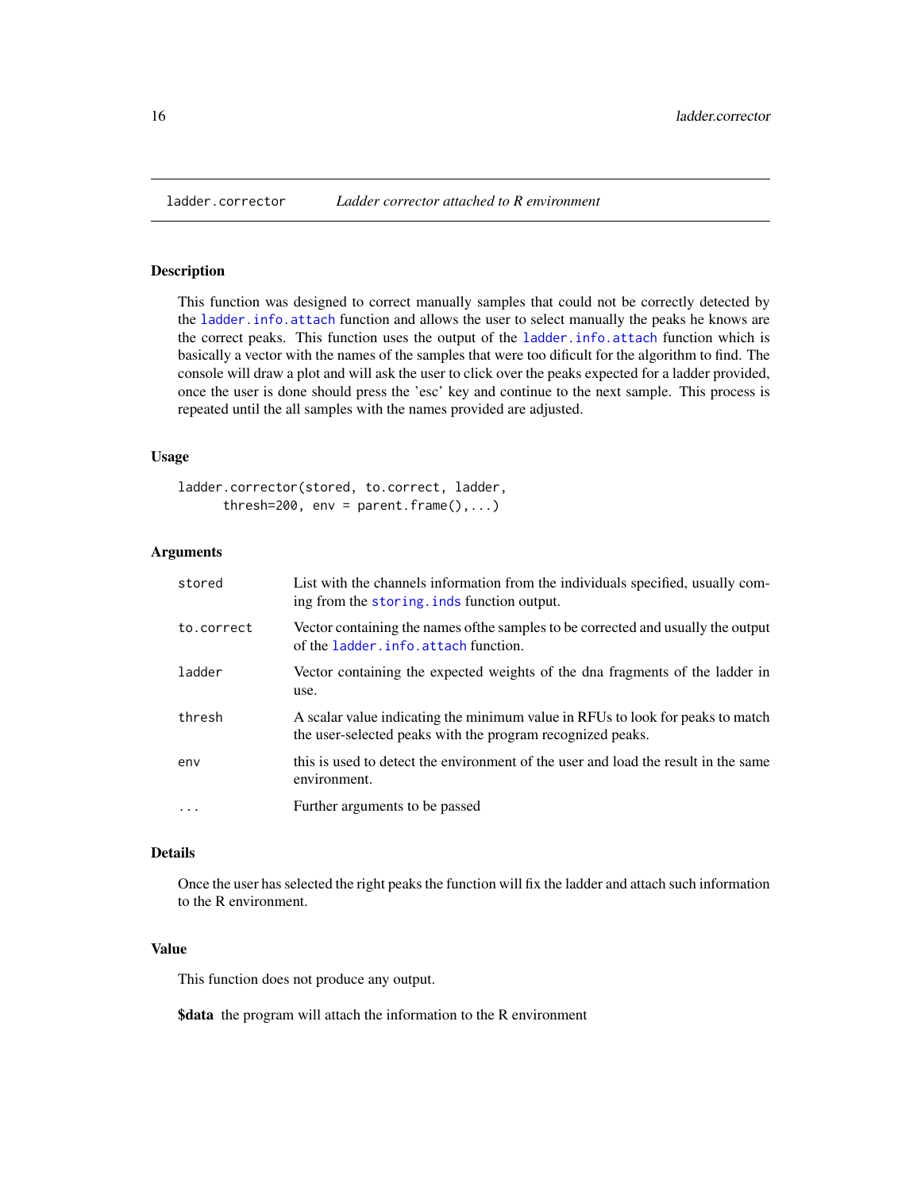# ladder.corrector — *Ladder corrector attached to R environment*

## Description

This function was designed to correct manually samples that could not be correctly detected by the ladder.info.attach function and allows the user to select manually the peaks he knows are the correct peaks. This function uses the output of the ladder.info.attach function which is basically a vector with the names of the samples that were too dificult for the algorithm to find. The console will draw a plot and will ask the user to click over the peaks expected for a ladder provided, once the user is done should press the 'esc' key and continue to the next sample. This process is repeated until the all samples with the names provided are adjusted.

## Usage

```
ladder.corrector(stored, to.correct, ladder,
      thresh=200, env = parent.frame(),...)
```

## Arguments

| | |
|---|---|
| `stored` | List with the channels information from the individuals specified, usually coming from the storing.inds function output. |
| `to.correct` | Vector containing the names ofthe samples to be corrected and usually the output of the ladder.info.attach function. |
| `ladder` | Vector containing the expected weights of the dna fragments of the ladder in use. |
| `thresh` | A scalar value indicating the minimum value in RFUs to look for peaks to match the user-selected peaks with the program recognized peaks. |
| `env` | this is used to detect the environment of the user and load the result in the same environment. |
| `...` | Further arguments to be passed |

## Details

Once the user has selected the right peaks the function will fix the ladder and attach such information to the R environment.

## Value

This function does not produce any output.

**$data** the program will attach the information to the R environment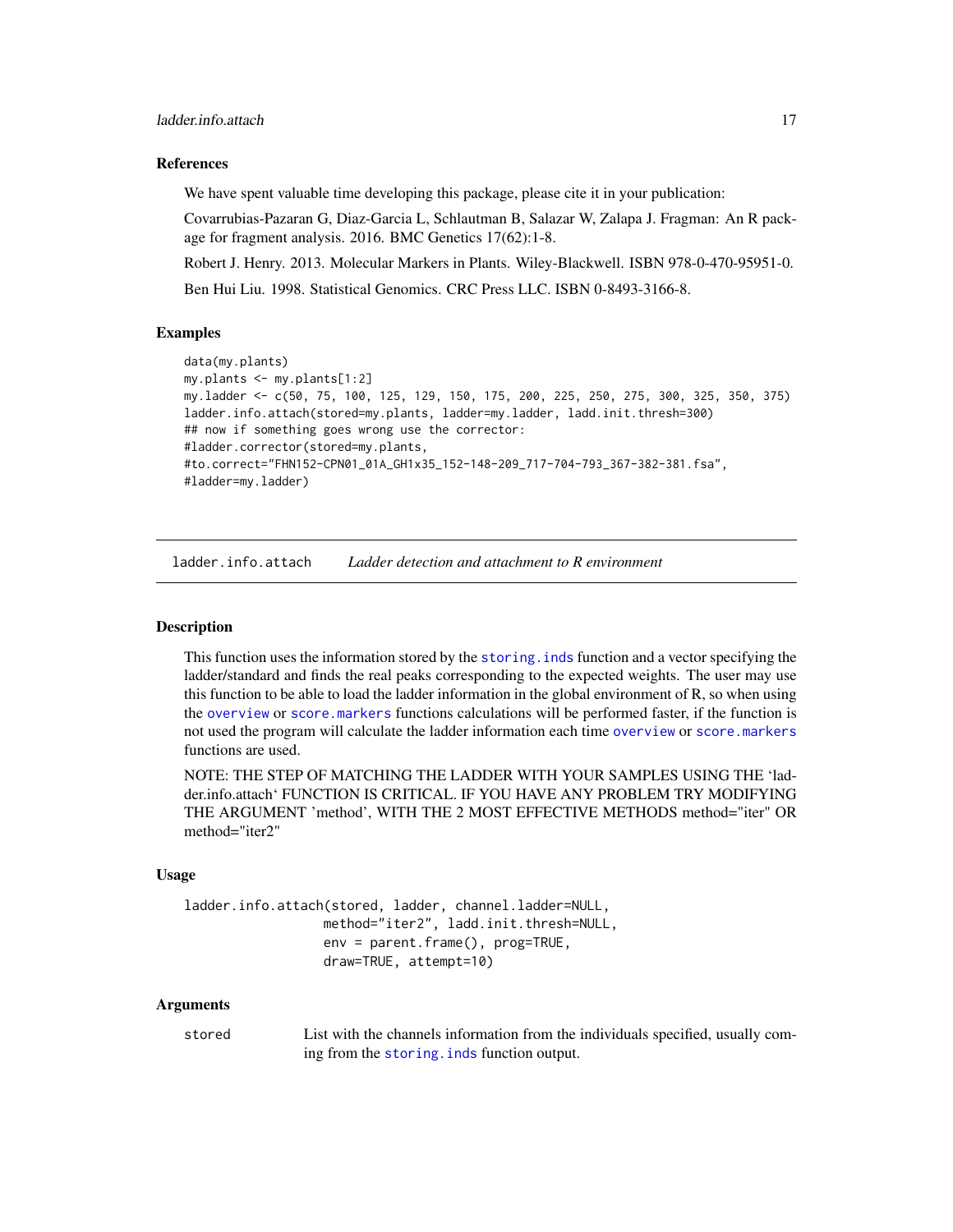## References

We have spent valuable time developing this package, please cite it in your publication:

Covarrubias-Pazaran G, Diaz-Garcia L, Schlautman B, Salazar W, Zalapa J. Fragman: An R package for fragment analysis. 2016. BMC Genetics 17(62):1-8.

Robert J. Henry. 2013. Molecular Markers in Plants. Wiley-Blackwell. ISBN 978-0-470-95951-0.

Ben Hui Liu. 1998. Statistical Genomics. CRC Press LLC. ISBN 0-8493-3166-8.

## Examples

```
data(my.plants)
my.plants <- my.plants[1:2]
my.ladder <- c(50, 75, 100, 125, 129, 150, 175, 200, 225, 250, 275, 300, 325, 350, 375)
ladder.info.attach(stored=my.plants, ladder=my.ladder, ladd.init.thresh=300)
## now if something goes wrong use the corrector:
#ladder.corrector(stored=my.plants,
#to.correct="FHN152-CPN01_01A_GH1x35_152-148-209_717-704-793_367-382-381.fsa",
#ladder=my.ladder)
```

---

# ladder.info.attach    *Ladder detection and attachment to R environment*

## Description

This function uses the information stored by the `storing.inds` function and a vector specifying the ladder/standard and finds the real peaks corresponding to the expected weights. The user may use this function to be able to load the ladder information in the global environment of R, so when using the `overview` or `score.markers` functions calculations will be performed faster, if the function is not used the program will calculate the ladder information each time `overview` or `score.markers` functions are used.

NOTE: THE STEP OF MATCHING THE LADDER WITH YOUR SAMPLES USING THE 'ladder.info.attach' FUNCTION IS CRITICAL. IF YOU HAVE ANY PROBLEM TRY MODIFYING THE ARGUMENT 'method', WITH THE 2 MOST EFFECTIVE METHODS method="iter" OR method="iter2"

## Usage

```
ladder.info.attach(stored, ladder, channel.ladder=NULL,
                   method="iter2", ladd.init.thresh=NULL,
                   env = parent.frame(), prog=TRUE,
                   draw=TRUE, attempt=10)
```

## Arguments

`stored` List with the channels information from the individuals specified, usually coming from the `storing.inds` function output.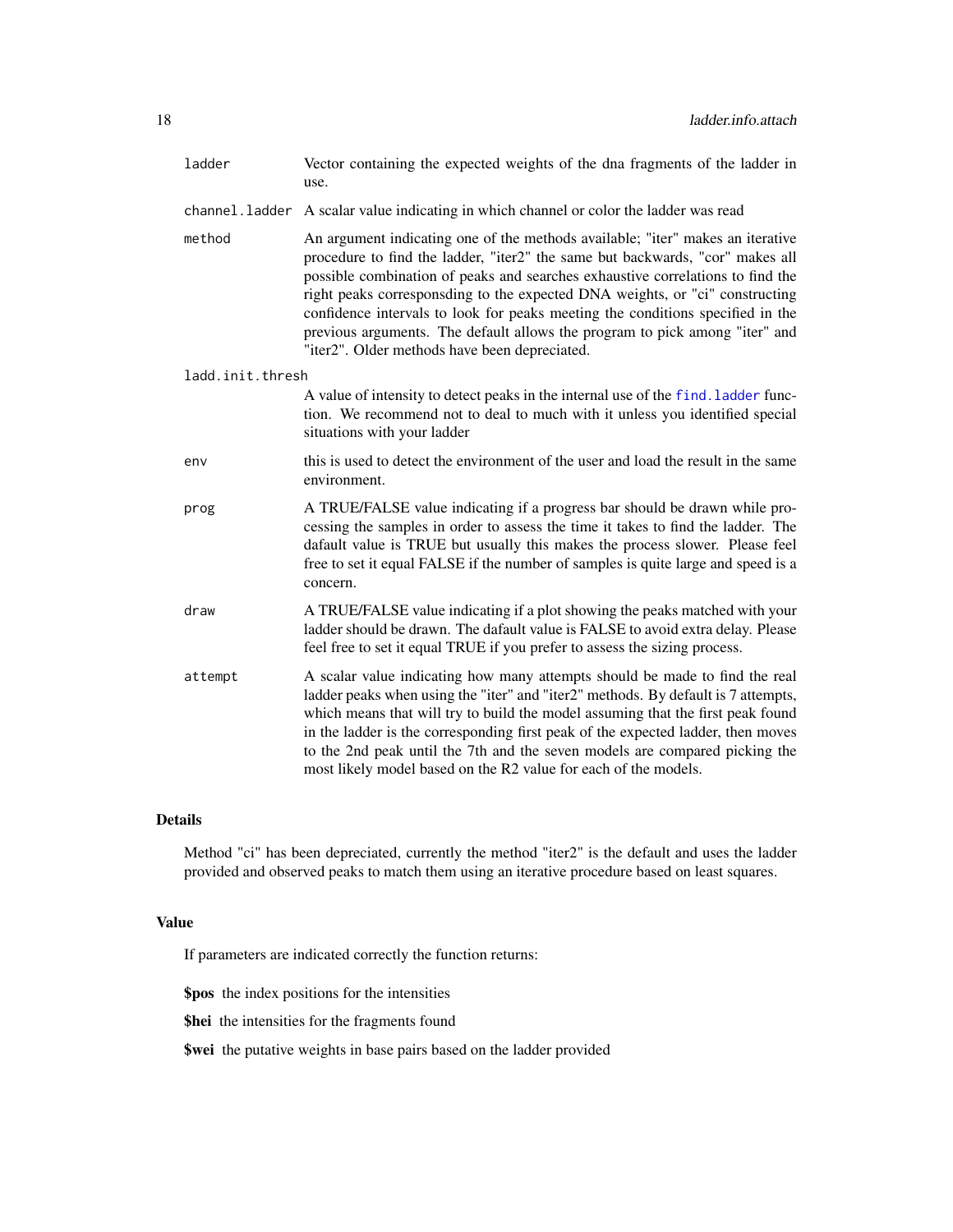| | |
|---|---|
| `ladder` | Vector containing the expected weights of the dna fragments of the ladder in use. |
| `channel.ladder` | A scalar value indicating in which channel or color the ladder was read |
| `method` | An argument indicating one of the methods available; "iter" makes an iterative procedure to find the ladder, "iter2" the same but backwards, "cor" makes all possible combination of peaks and searches exhaustive correlations to find the right peaks corresponsding to the expected DNA weights, or "ci" constructing confidence intervals to look for peaks meeting the conditions specified in the previous arguments. The default allows the program to pick among "iter" and "iter2". Older methods have been depreciated. |
| `ladd.init.thresh` | A value of intensity to detect peaks in the internal use of the `find.ladder` function. We recommend not to deal to much with it unless you identified special situations with your ladder |
| `env` | this is used to detect the environment of the user and load the result in the same environment. |
| `prog` | A TRUE/FALSE value indicating if a progress bar should be drawn while processing the samples in order to assess the time it takes to find the ladder. The dafault value is TRUE but usually this makes the process slower. Please feel free to set it equal FALSE if the number of samples is quite large and speed is a concern. |
| `draw` | A TRUE/FALSE value indicating if a plot showing the peaks matched with your ladder should be drawn. The dafault value is FALSE to avoid extra delay. Please feel free to set it equal TRUE if you prefer to assess the sizing process. |
| `attempt` | A scalar value indicating how many attempts should be made to find the real ladder peaks when using the "iter" and "iter2" methods. By default is 7 attempts, which means that will try to build the model assuming that the first peak found in the ladder is the corresponding first peak of the expected ladder, then moves to the 2nd peak until the 7th and the seven models are compared picking the most likely model based on the R2 value for each of the models. |

## Details

Method "ci" has been depreciated, currently the method "iter2" is the default and uses the ladder provided and observed peaks to match them using an iterative procedure based on least squares.

## Value

If parameters are indicated correctly the function returns:

**$pos** the index positions for the intensities

**$hei** the intensities for the fragments found

**$wei** the putative weights in base pairs based on the ladder provided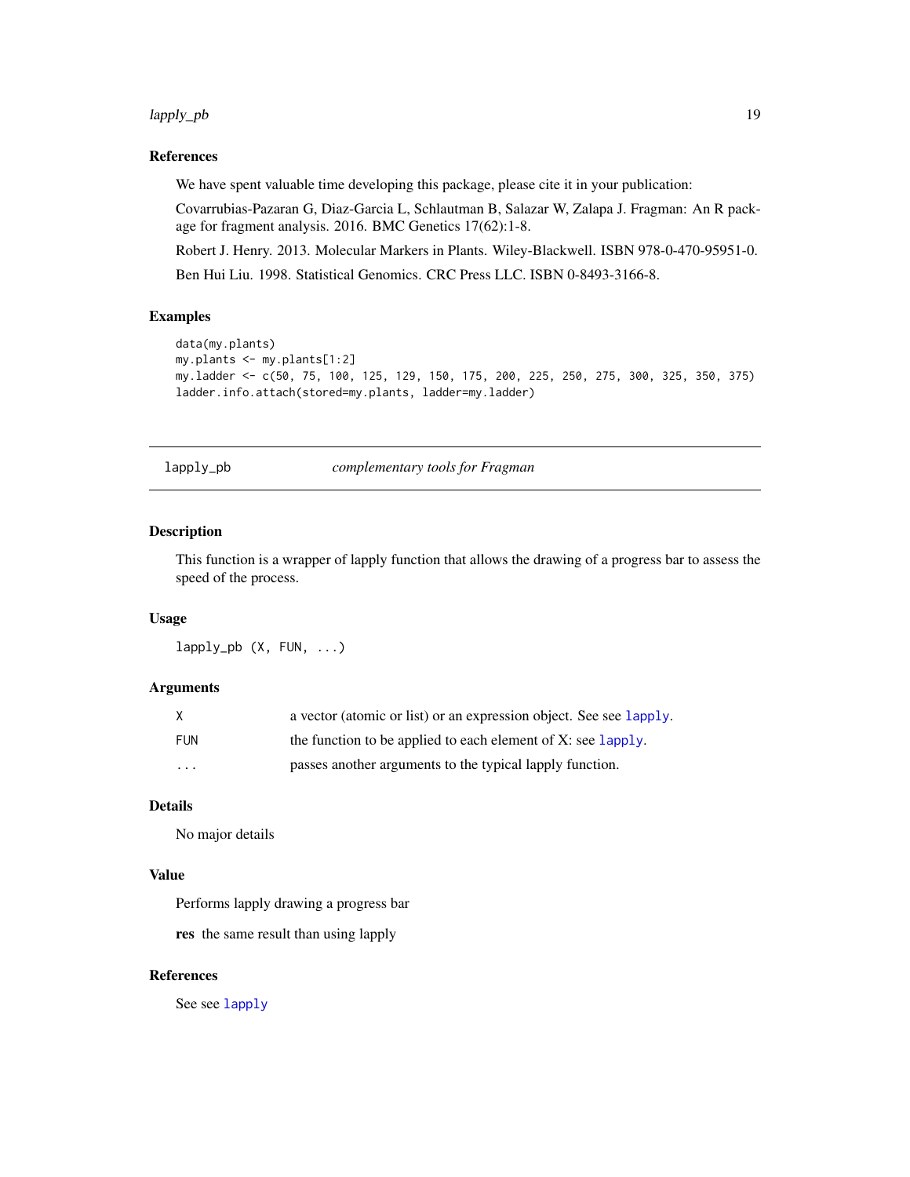### References

We have spent valuable time developing this package, please cite it in your publication:

Covarrubias-Pazaran G, Diaz-Garcia L, Schlautman B, Salazar W, Zalapa J. Fragman: An R package for fragment analysis. 2016. BMC Genetics 17(62):1-8.

Robert J. Henry. 2013. Molecular Markers in Plants. Wiley-Blackwell. ISBN 978-0-470-95951-0.

Ben Hui Liu. 1998. Statistical Genomics. CRC Press LLC. ISBN 0-8493-3166-8.

### Examples

```
data(my.plants)
my.plants <- my.plants[1:2]
my.ladder <- c(50, 75, 100, 125, 129, 150, 175, 200, 225, 250, 275, 300, 325, 350, 375)
ladder.info.attach(stored=my.plants, ladder=my.ladder)
```

---

## lapply_pb *complementary tools for Fragman*

---

### Description

This function is a wrapper of lapply function that allows the drawing of a progress bar to assess the speed of the process.

### Usage

```
lapply_pb (X, FUN, ...)
```

### Arguments

| | |
|---|---|
| X | a vector (atomic or list) or an expression object. See see lapply. |
| FUN | the function to be applied to each element of X: see lapply. |
| ... | passes another arguments to the typical lapply function. |

### Details

No major details

### Value

Performs lapply drawing a progress bar

**res** the same result than using lapply

### References

See see lapply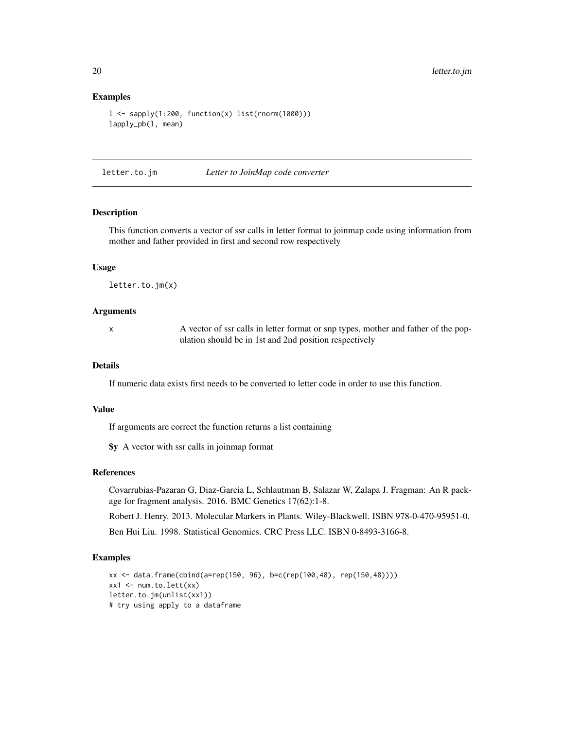## Examples

```
l <- sapply(1:200, function(x) list(rnorm(1000)))
lapply_pb(l, mean)
```

---

## letter.to.jm — *Letter to JoinMap code converter*

### Description

This function converts a vector of ssr calls in letter format to joinmap code using information from mother and father provided in first and second row respectively

### Usage

```
letter.to.jm(x)
```

### Arguments

x — A vector of ssr calls in letter format or snp types, mother and father of the population should be in 1st and 2nd position respectively

### Details

If numeric data exists first needs to be converted to letter code in order to use this function.

### Value

If arguments are correct the function returns a list containing

**$y** A vector with ssr calls in joinmap format

### References

Covarrubias-Pazaran G, Diaz-Garcia L, Schlautman B, Salazar W, Zalapa J. Fragman: An R package for fragment analysis. 2016. BMC Genetics 17(62):1-8.

Robert J. Henry. 2013. Molecular Markers in Plants. Wiley-Blackwell. ISBN 978-0-470-95951-0.

Ben Hui Liu. 1998. Statistical Genomics. CRC Press LLC. ISBN 0-8493-3166-8.

### Examples

```
xx <- data.frame(cbind(a=rep(150, 96), b=c(rep(100,48), rep(150,48))))
xx1 <- num.to.lett(xx)
letter.to.jm(unlist(xx1))
# try using apply to a dataframe
```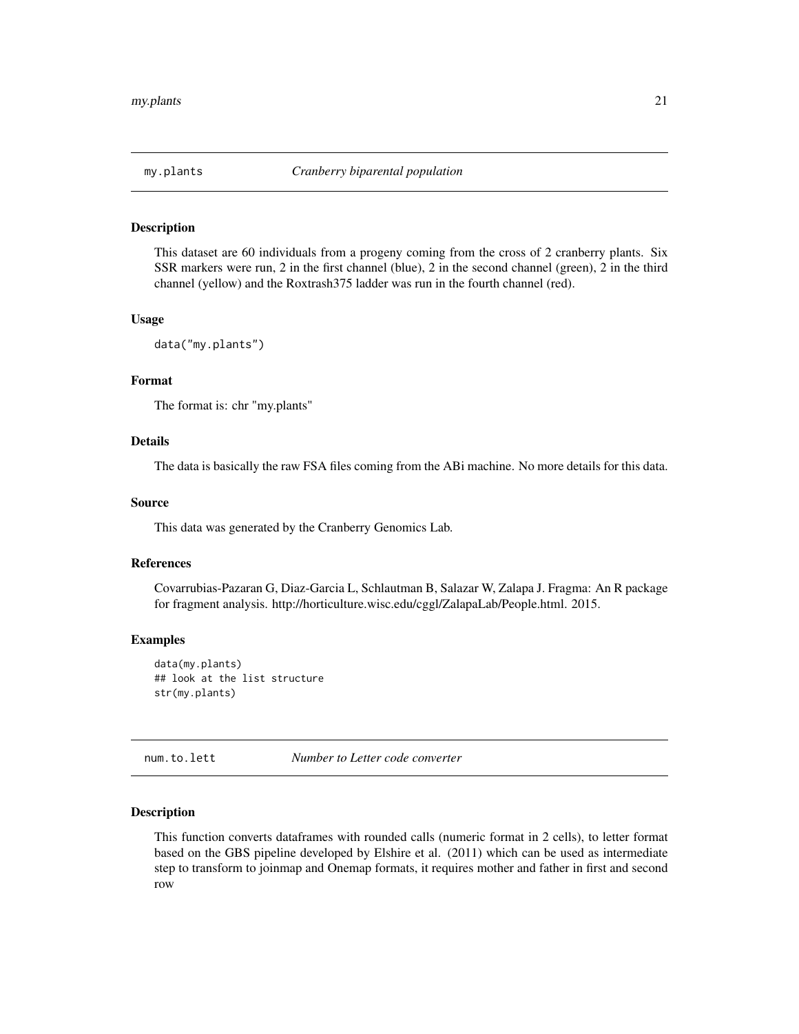## my.plants *Cranberry biparental population*

### Description

This dataset are 60 individuals from a progeny coming from the cross of 2 cranberry plants. Six SSR markers were run, 2 in the first channel (blue), 2 in the second channel (green), 2 in the third channel (yellow) and the Roxtrash375 ladder was run in the fourth channel (red).

### Usage

```
data("my.plants")
```

### Format

The format is: chr "my.plants"

### Details

The data is basically the raw FSA files coming from the ABi machine. No more details for this data.

### Source

This data was generated by the Cranberry Genomics Lab.

### References

Covarrubias-Pazaran G, Diaz-Garcia L, Schlautman B, Salazar W, Zalapa J. Fragma: An R package for fragment analysis. http://horticulture.wisc.edu/cggl/ZalapaLab/People.html. 2015.

### Examples

```
data(my.plants)
## look at the list structure
str(my.plants)
```

## num.to.lett *Number to Letter code converter*

### Description

This function converts dataframes with rounded calls (numeric format in 2 cells), to letter format based on the GBS pipeline developed by Elshire et al. (2011) which can be used as intermediate step to transform to joinmap and Onemap formats, it requires mother and father in first and second row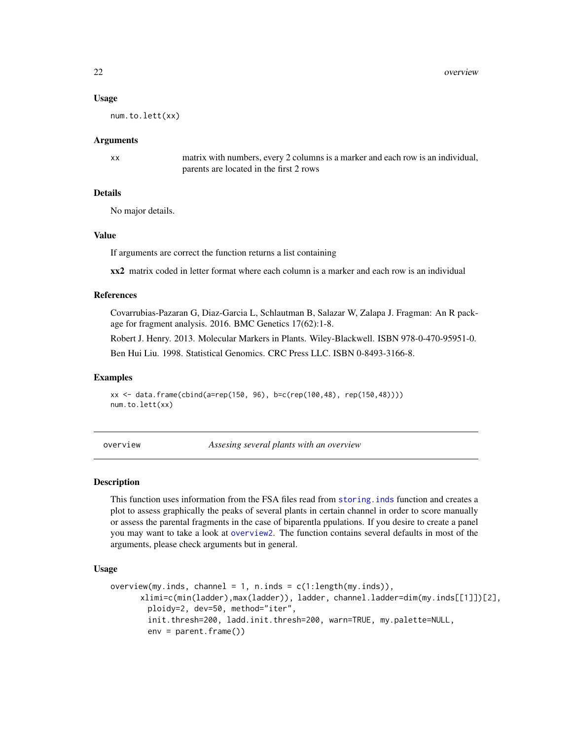### Usage

```
num.to.lett(xx)
```

### Arguments

xx — matrix with numbers, every 2 columns is a marker and each row is an individual, parents are located in the first 2 rows

### Details

No major details.

### Value

If arguments are correct the function returns a list containing

**xx2** matrix coded in letter format where each column is a marker and each row is an individual

### References

Covarrubias-Pazaran G, Diaz-Garcia L, Schlautman B, Salazar W, Zalapa J. Fragman: An R package for fragment analysis. 2016. BMC Genetics 17(62):1-8.

Robert J. Henry. 2013. Molecular Markers in Plants. Wiley-Blackwell. ISBN 978-0-470-95951-0.

Ben Hui Liu. 1998. Statistical Genomics. CRC Press LLC. ISBN 0-8493-3166-8.

### Examples

```
xx <- data.frame(cbind(a=rep(150, 96), b=c(rep(100,48), rep(150,48))))
num.to.lett(xx)
```

---

## overview — *Assesing several plants with an overview*

---

### Description

This function uses information from the FSA files read from storing.inds function and creates a plot to assess graphically the peaks of several plants in certain channel in order to score manually or assess the parental fragments in the case of biparentla ppulations. If you desire to create a panel you may want to take a look at overview2. The function contains several defaults in most of the arguments, please check arguments but in general.

### Usage

```
overview(my.inds, channel = 1, n.inds = c(1:length(my.inds)),
        xlimi=c(min(ladder),max(ladder)), ladder, channel.ladder=dim(my.inds[[1]])[2],
          ploidy=2, dev=50, method="iter",
          init.thresh=200, ladd.init.thresh=200, warn=TRUE, my.palette=NULL,
          env = parent.frame())
```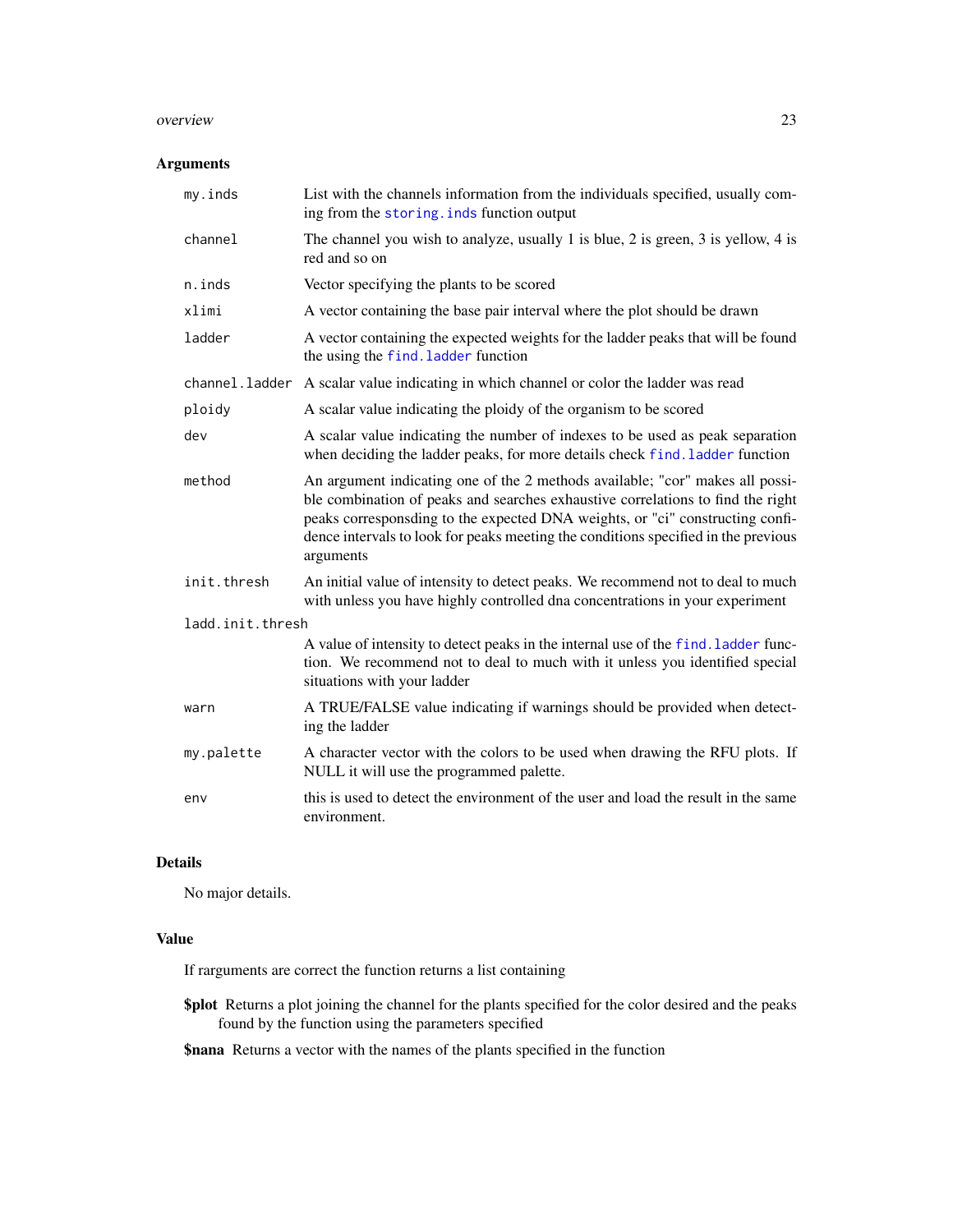## Arguments

| | |
|---|---|
| `my.inds` | List with the channels information from the individuals specified, usually coming from the `storing.inds` function output |
| `channel` | The channel you wish to analyze, usually 1 is blue, 2 is green, 3 is yellow, 4 is red and so on |
| `n.inds` | Vector specifying the plants to be scored |
| `xlimi` | A vector containing the base pair interval where the plot should be drawn |
| `ladder` | A vector containing the expected weights for the ladder peaks that will be found the using the `find.ladder` function |
| `channel.ladder` | A scalar value indicating in which channel or color the ladder was read |
| `ploidy` | A scalar value indicating the ploidy of the organism to be scored |
| `dev` | A scalar value indicating the number of indexes to be used as peak separation when deciding the ladder peaks, for more details check `find.ladder` function |
| `method` | An argument indicating one of the 2 methods available; "cor" makes all possible combination of peaks and searches exhaustive correlations to find the right peaks correspondsing to the expected DNA weights, or "ci" constructing confidence intervals to look for peaks meeting the conditions specified in the previous arguments |
| `init.thresh` | An initial value of intensity to detect peaks. We recommend not to deal to much with unless you have highly controlled dna concentrations in your experiment |
| `ladd.init.thresh` | A value of intensity to detect peaks in the internal use of the `find.ladder` function. We recommend not to deal to much with it unless you identified special situations with your ladder |
| `warn` | A TRUE/FALSE value indicating if warnings should be provided when detecting the ladder |
| `my.palette` | A character vector with the colors to be used when drawing the RFU plots. If NULL it will use the programmed palette. |
| `env` | this is used to detect the environment of the user and load the result in the same environment. |

## Details

No major details.

## Value

If rarguments are correct the function returns a list containing

**$plot** Returns a plot joining the channel for the plants specified for the color desired and the peaks found by the function using the parameters specified

**$nana** Returns a vector with the names of the plants specified in the function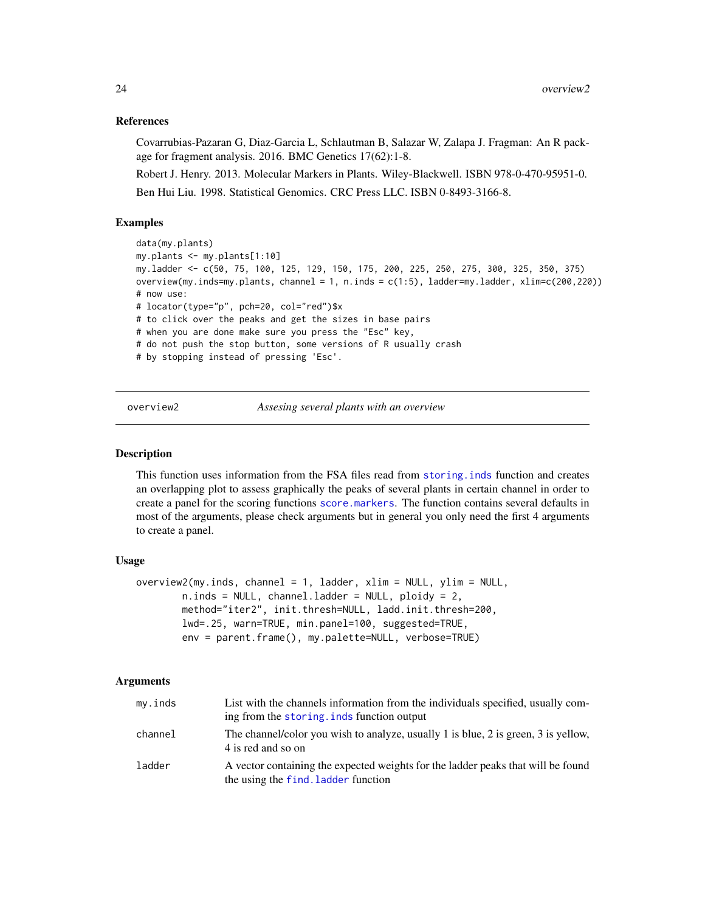### References

Covarrubias-Pazaran G, Diaz-Garcia L, Schlautman B, Salazar W, Zalapa J. Fragman: An R package for fragment analysis. 2016. BMC Genetics 17(62):1-8.

Robert J. Henry. 2013. Molecular Markers in Plants. Wiley-Blackwell. ISBN 978-0-470-95951-0.

Ben Hui Liu. 1998. Statistical Genomics. CRC Press LLC. ISBN 0-8493-3166-8.

### Examples

```
data(my.plants)
my.plants <- my.plants[1:10]
my.ladder <- c(50, 75, 100, 125, 129, 150, 175, 200, 225, 250, 275, 300, 325, 350, 375)
overview(my.inds=my.plants, channel = 1, n.inds = c(1:5), ladder=my.ladder, xlim=c(200,220))
# now use:
# locator(type="p", pch=20, col="red")$x
# to click over the peaks and get the sizes in base pairs
# when you are done make sure you press the "Esc" key,
# do not push the stop button, some versions of R usually crash
# by stopping instead of pressing 'Esc'.
```

---

## overview2 &nbsp;&nbsp;&nbsp; *Assesing several plants with an overview*

### Description

This function uses information from the FSA files read from storing.inds function and creates an overlapping plot to assess graphically the peaks of several plants in certain channel in order to create a panel for the scoring functions score.markers. The function contains several defaults in most of the arguments, please check arguments but in general you only need the first 4 arguments to create a panel.

### Usage

```
overview2(my.inds, channel = 1, ladder, xlim = NULL, ylim = NULL,
        n.inds = NULL, channel.ladder = NULL, ploidy = 2,
        method="iter2", init.thresh=NULL, ladd.init.thresh=200,
        lwd=.25, warn=TRUE, min.panel=100, suggested=TRUE,
        env = parent.frame(), my.palette=NULL, verbose=TRUE)
```

### Arguments

| | |
|---|---|
| my.inds | List with the channels information from the individuals specified, usually coming from the storing.inds function output |
| channel | The channel/color you wish to analyze, usually 1 is blue, 2 is green, 3 is yellow, 4 is red and so on |
| ladder | A vector containing the expected weights for the ladder peaks that will be found the using the find.ladder function |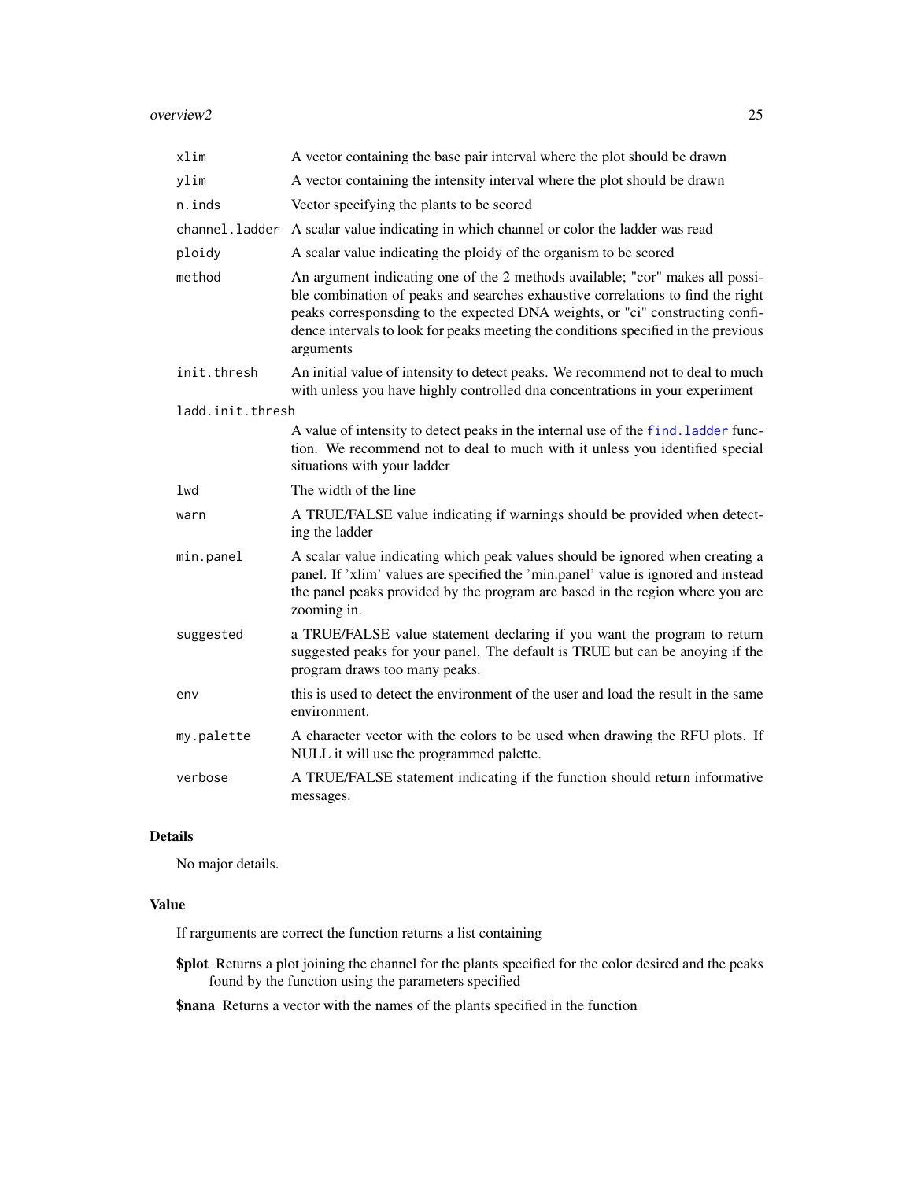| | |
|---|---|
| `xlim` | A vector containing the base pair interval where the plot should be drawn |
| `ylim` | A vector containing the intensity interval where the plot should be drawn |
| `n.inds` | Vector specifying the plants to be scored |
| `channel.ladder` | A scalar value indicating in which channel or color the ladder was read |
| `ploidy` | A scalar value indicating the ploidy of the organism to be scored |
| `method` | An argument indicating one of the 2 methods available; "cor" makes all possible combination of peaks and searches exhaustive correlations to find the right peaks correspondsing to the expected DNA weights, or "ci" constructing confidence intervals to look for peaks meeting the conditions specified in the previous arguments |
| `init.thresh` | An initial value of intensity to detect peaks. We recommend not to deal to much with unless you have highly controlled dna concentrations in your experiment |
| `ladd.init.thresh` | A value of intensity to detect peaks in the internal use of the `find.ladder` function. We recommend not to deal to much with it unless you identified special situations with your ladder |
| `lwd` | The width of the line |
| `warn` | A TRUE/FALSE value indicating if warnings should be provided when detecting the ladder |
| `min.panel` | A scalar value indicating which peak values should be ignored when creating a panel. If 'xlim' values are specified the 'min.panel' value is ignored and instead the panel peaks provided by the program are based in the region where you are zooming in. |
| `suggested` | a TRUE/FALSE value statement declaring if you want the program to return suggested peaks for your panel. The default is TRUE but can be anoying if the program draws too many peaks. |
| `env` | this is used to detect the environment of the user and load the result in the same environment. |
| `my.palette` | A character vector with the colors to be used when drawing the RFU plots. If NULL it will use the programmed palette. |
| `verbose` | A TRUE/FALSE statement indicating if the function should return informative messages. |

## Details

No major details.

## Value

If rarguments are correct the function returns a list containing

**$plot** Returns a plot joining the channel for the plants specified for the color desired and the peaks found by the function using the parameters specified

**$nana** Returns a vector with the names of the plants specified in the function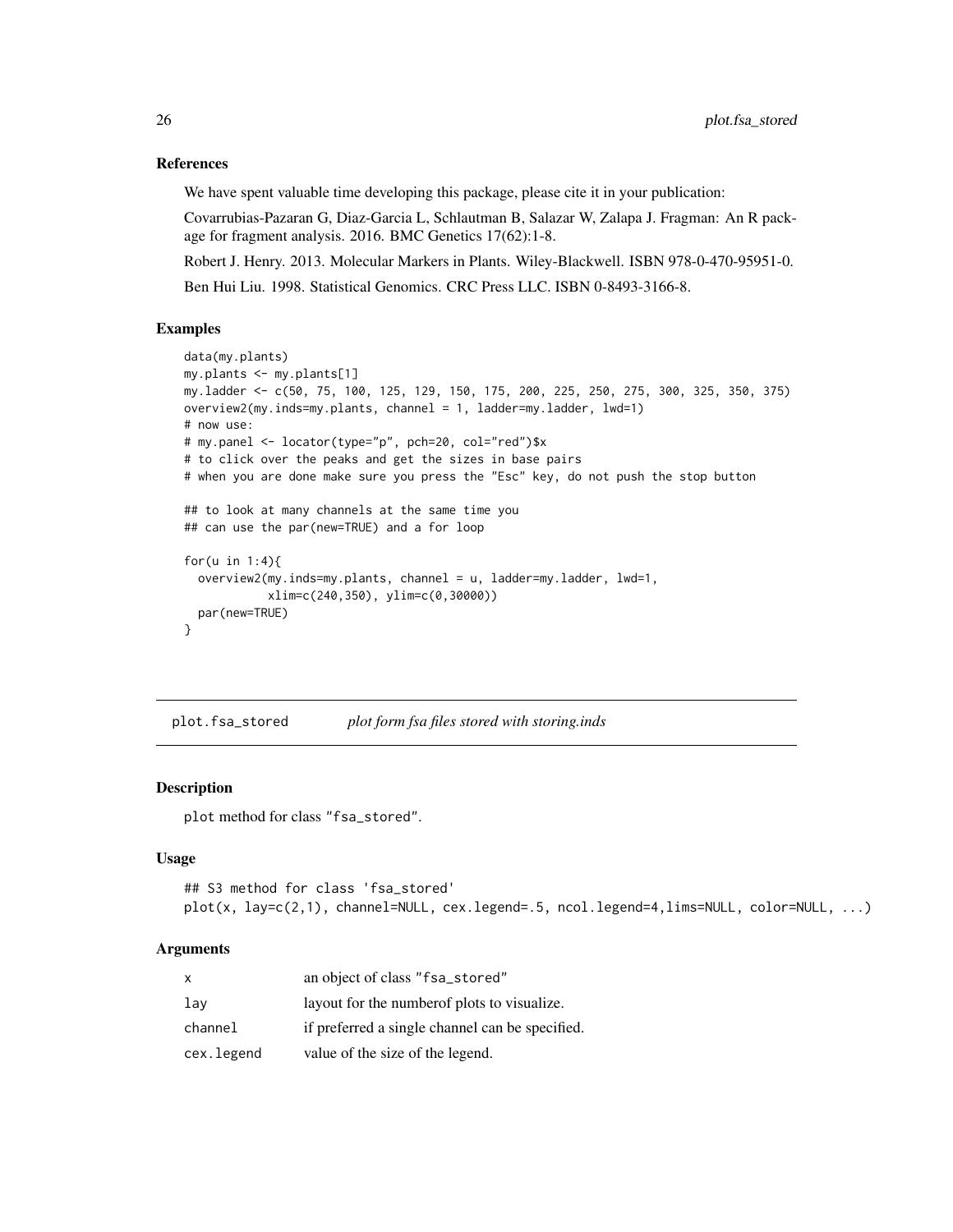### References

We have spent valuable time developing this package, please cite it in your publication:

Covarrubias-Pazaran G, Diaz-Garcia L, Schlautman B, Salazar W, Zalapa J. Fragman: An R package for fragment analysis. 2016. BMC Genetics 17(62):1-8.

Robert J. Henry. 2013. Molecular Markers in Plants. Wiley-Blackwell. ISBN 978-0-470-95951-0.

Ben Hui Liu. 1998. Statistical Genomics. CRC Press LLC. ISBN 0-8493-3166-8.

### Examples

```
data(my.plants)
my.plants <- my.plants[1]
my.ladder <- c(50, 75, 100, 125, 129, 150, 175, 200, 225, 250, 275, 300, 325, 350, 375)
overview2(my.inds=my.plants, channel = 1, ladder=my.ladder, lwd=1)
# now use:
# my.panel <- locator(type="p", pch=20, col="red")$x
# to click over the peaks and get the sizes in base pairs
# when you are done make sure you press the "Esc" key, do not push the stop button

## to look at many channels at the same time you
## can use the par(new=TRUE) and a for loop

for(u in 1:4){
  overview2(my.inds=my.plants, channel = u, ladder=my.ladder, lwd=1,
           xlim=c(240,350), ylim=c(0,30000))
  par(new=TRUE)
}
```

---

## plot.fsa_stored    *plot form fsa files stored with storing.inds*

### Description

plot method for class "fsa_stored".

### Usage

```
## S3 method for class 'fsa_stored'
plot(x, lay=c(2,1), channel=NULL, cex.legend=.5, ncol.legend=4,lims=NULL, color=NULL, ...)
```

### Arguments

| | |
|---|---|
| x | an object of class "fsa_stored" |
| lay | layout for the numberof plots to visualize. |
| channel | if preferred a single channel can be specified. |
| cex.legend | value of the size of the legend. |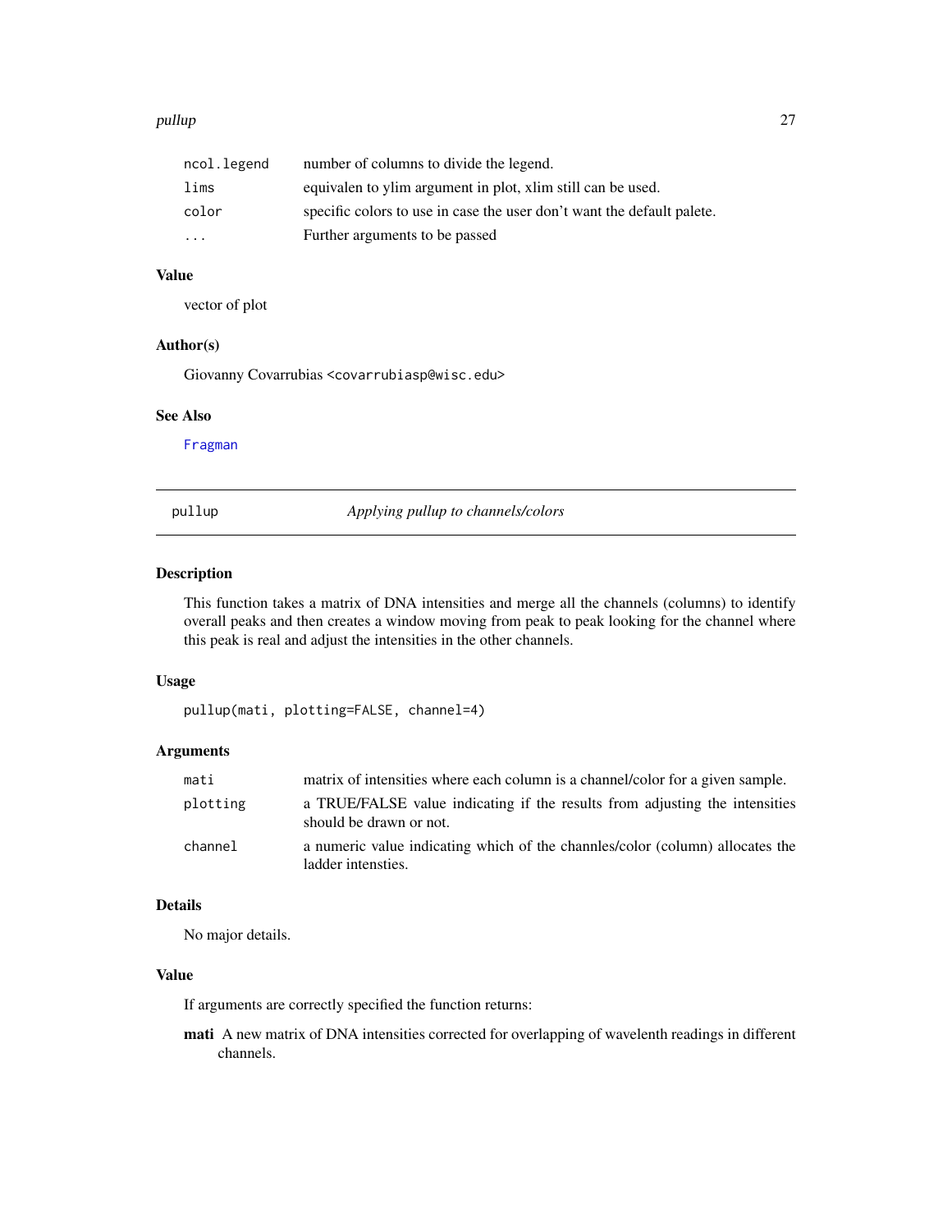| | |
|---|---|
| ncol.legend | number of columns to divide the legend. |
| lims | equivalen to ylim argument in plot, xlim still can be used. |
| color | specific colors to use in case the user don't want the default palete. |
| ... | Further arguments to be passed |

### Value

vector of plot

### Author(s)

Giovanny Covarrubias <covarrubiasp@wisc.edu>

### See Also

Fragman

---

## pullup — *Applying pullup to channels/colors*

---

### Description

This function takes a matrix of DNA intensities and merge all the channels (columns) to identify overall peaks and then creates a window moving from peak to peak looking for the channel where this peak is real and adjust the intensities in the other channels.

### Usage

```
pullup(mati, plotting=FALSE, channel=4)
```

### Arguments

| | |
|---|---|
| mati | matrix of intensities where each column is a channel/color for a given sample. |
| plotting | a TRUE/FALSE value indicating if the results from adjusting the intensities should be drawn or not. |
| channel | a numeric value indicating which of the channles/color (column) allocates the ladder intensties. |

### Details

No major details.

### Value

If arguments are correctly specified the function returns:

**mati** A new matrix of DNA intensities corrected for overlapping of wavelenth readings in different channels.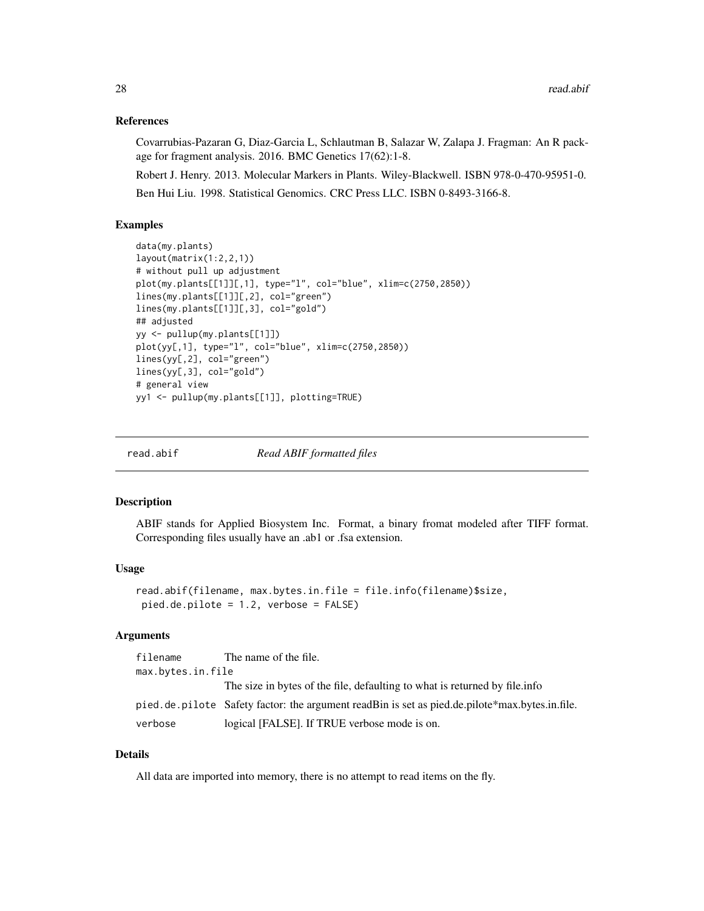### References

Covarrubias-Pazaran G, Diaz-Garcia L, Schlautman B, Salazar W, Zalapa J. Fragman: An R package for fragment analysis. 2016. BMC Genetics 17(62):1-8.

Robert J. Henry. 2013. Molecular Markers in Plants. Wiley-Blackwell. ISBN 978-0-470-95951-0.

Ben Hui Liu. 1998. Statistical Genomics. CRC Press LLC. ISBN 0-8493-3166-8.

### Examples

```
data(my.plants)
layout(matrix(1:2,2,1))
# without pull up adjustment
plot(my.plants[[1]][,1], type="l", col="blue", xlim=c(2750,2850))
lines(my.plants[[1]][,2], col="green")
lines(my.plants[[1]][,3], col="gold")
## adjusted
yy <- pullup(my.plants[[1]])
plot(yy[,1], type="l", col="blue", xlim=c(2750,2850))
lines(yy[,2], col="green")
lines(yy[,3], col="gold")
# general view
yy1 <- pullup(my.plants[[1]], plotting=TRUE)
```

---

## read.abif *Read ABIF formatted files*

---

### Description

ABIF stands for Applied Biosystem Inc. Format, a binary fromat modeled after TIFF format. Corresponding files usually have an .ab1 or .fsa extension.

### Usage

```
read.abif(filename, max.bytes.in.file = file.info(filename)$size,
 pied.de.pilote = 1.2, verbose = FALSE)
```

### Arguments

| | |
|---|---|
| filename | The name of the file. |
| max.bytes.in.file | The size in bytes of the file, defaulting to what is returned by file.info |
| pied.de.pilote | Safety factor: the argument readBin is set as pied.de.pilote*max.bytes.in.file. |
| verbose | logical [FALSE]. If TRUE verbose mode is on. |

### Details

All data are imported into memory, there is no attempt to read items on the fly.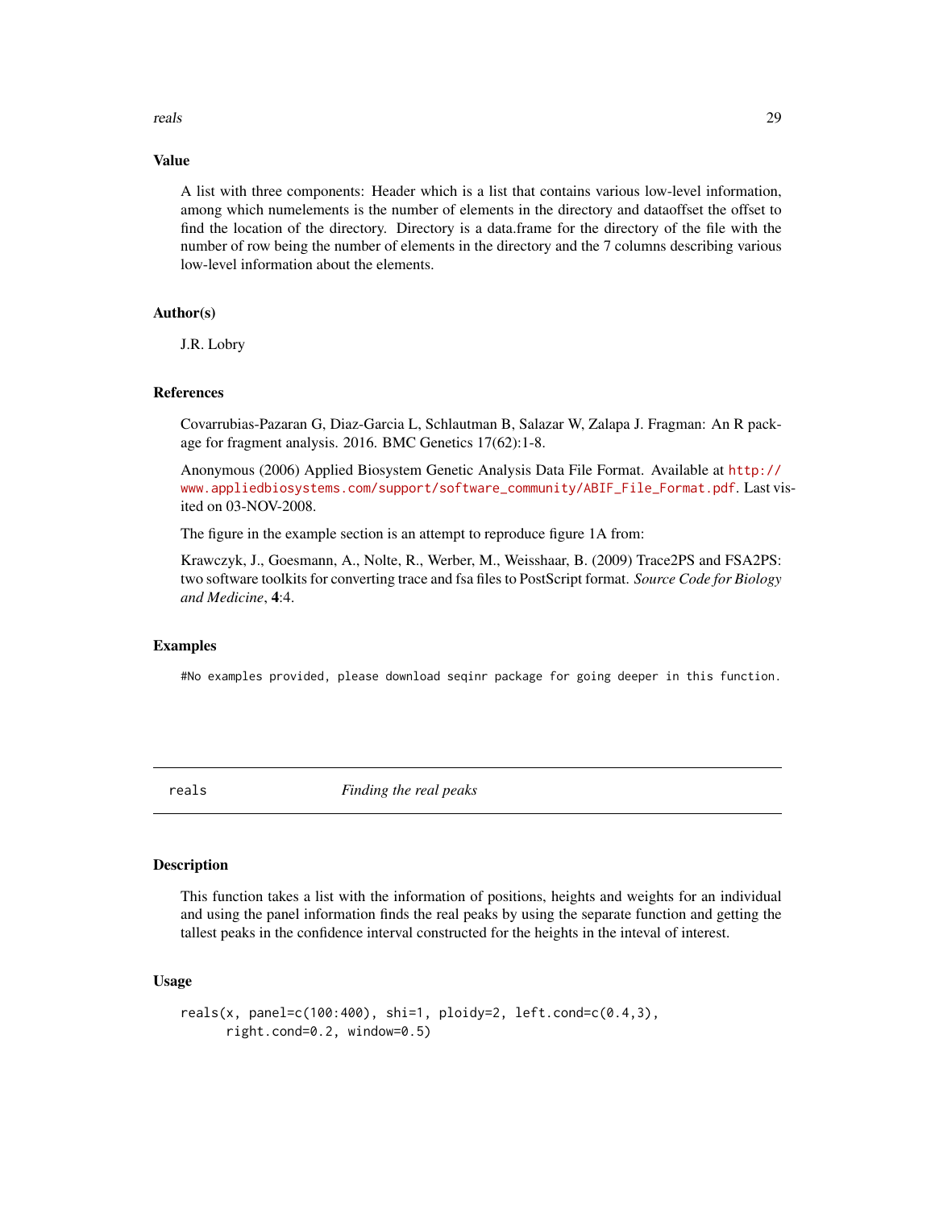### Value

A list with three components: Header which is a list that contains various low-level information, among which numelements is the number of elements in the directory and dataoffset the offset to find the location of the directory. Directory is a data.frame for the directory of the file with the number of row being the number of elements in the directory and the 7 columns describing various low-level information about the elements.

### Author(s)

J.R. Lobry

### References

Covarrubias-Pazaran G, Diaz-Garcia L, Schlautman B, Salazar W, Zalapa J. Fragman: An R package for fragment analysis. 2016. BMC Genetics 17(62):1-8.

Anonymous (2006) Applied Biosystem Genetic Analysis Data File Format. Available at http://www.appliedbiosystems.com/support/software_community/ABIF_File_Format.pdf. Last visited on 03-NOV-2008.

The figure in the example section is an attempt to reproduce figure 1A from:

Krawczyk, J., Goesmann, A., Nolte, R., Werber, M., Weisshaar, B. (2009) Trace2PS and FSA2PS: two software toolkits for converting trace and fsa files to PostScript format. *Source Code for Biology and Medicine*, **4**:4.

### Examples

```
#No examples provided, please download seqinr package for going deeper in this function.
```

---

## reals *Finding the real peaks*

### Description

This function takes a list with the information of positions, heights and weights for an individual and using the panel information finds the real peaks by using the separate function and getting the tallest peaks in the confidence interval constructed for the heights in the inteval of interest.

### Usage

```
reals(x, panel=c(100:400), shi=1, ploidy=2, left.cond=c(0.4,3),
      right.cond=0.2, window=0.5)
```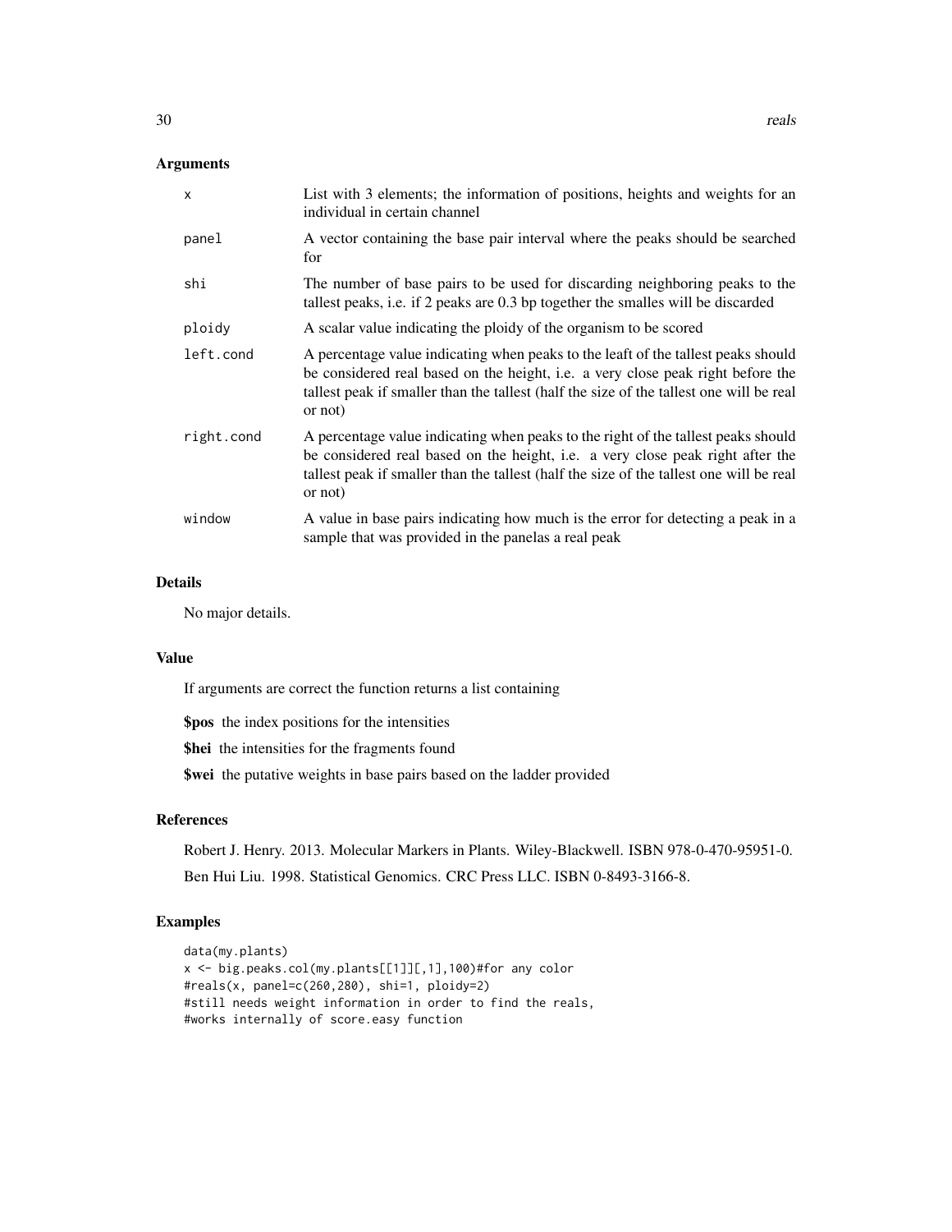## Arguments

| | |
|---|---|
| x | List with 3 elements; the information of positions, heights and weights for an individual in certain channel |
| panel | A vector containing the base pair interval where the peaks should be searched for |
| shi | The number of base pairs to be used for discarding neighboring peaks to the tallest peaks, i.e. if 2 peaks are 0.3 bp together the smalles will be discarded |
| ploidy | A scalar value indicating the ploidy of the organism to be scored |
| left.cond | A percentage value indicating when peaks to the leaft of the tallest peaks should be considered real based on the height, i.e. a very close peak right before the tallest peak if smaller than the tallest (half the size of the tallest one will be real or not) |
| right.cond | A percentage value indicating when peaks to the right of the tallest peaks should be considered real based on the height, i.e. a very close peak right after the tallest peak if smaller than the tallest (half the size of the tallest one will be real or not) |
| window | A value in base pairs indicating how much is the error for detecting a peak in a sample that was provided in the panelas a real peak |

## Details

No major details.

## Value

If arguments are correct the function returns a list containing

**$pos** the index positions for the intensities

**$hei** the intensities for the fragments found

**$wei** the putative weights in base pairs based on the ladder provided

## References

Robert J. Henry. 2013. Molecular Markers in Plants. Wiley-Blackwell. ISBN 978-0-470-95951-0.

Ben Hui Liu. 1998. Statistical Genomics. CRC Press LLC. ISBN 0-8493-3166-8.

## Examples

```
data(my.plants)
x <- big.peaks.col(my.plants[[1]][,1],100)#for any color
#reals(x, panel=c(260,280), shi=1, ploidy=2)
#still needs weight information in order to find the reals,
#works internally of score.easy function
```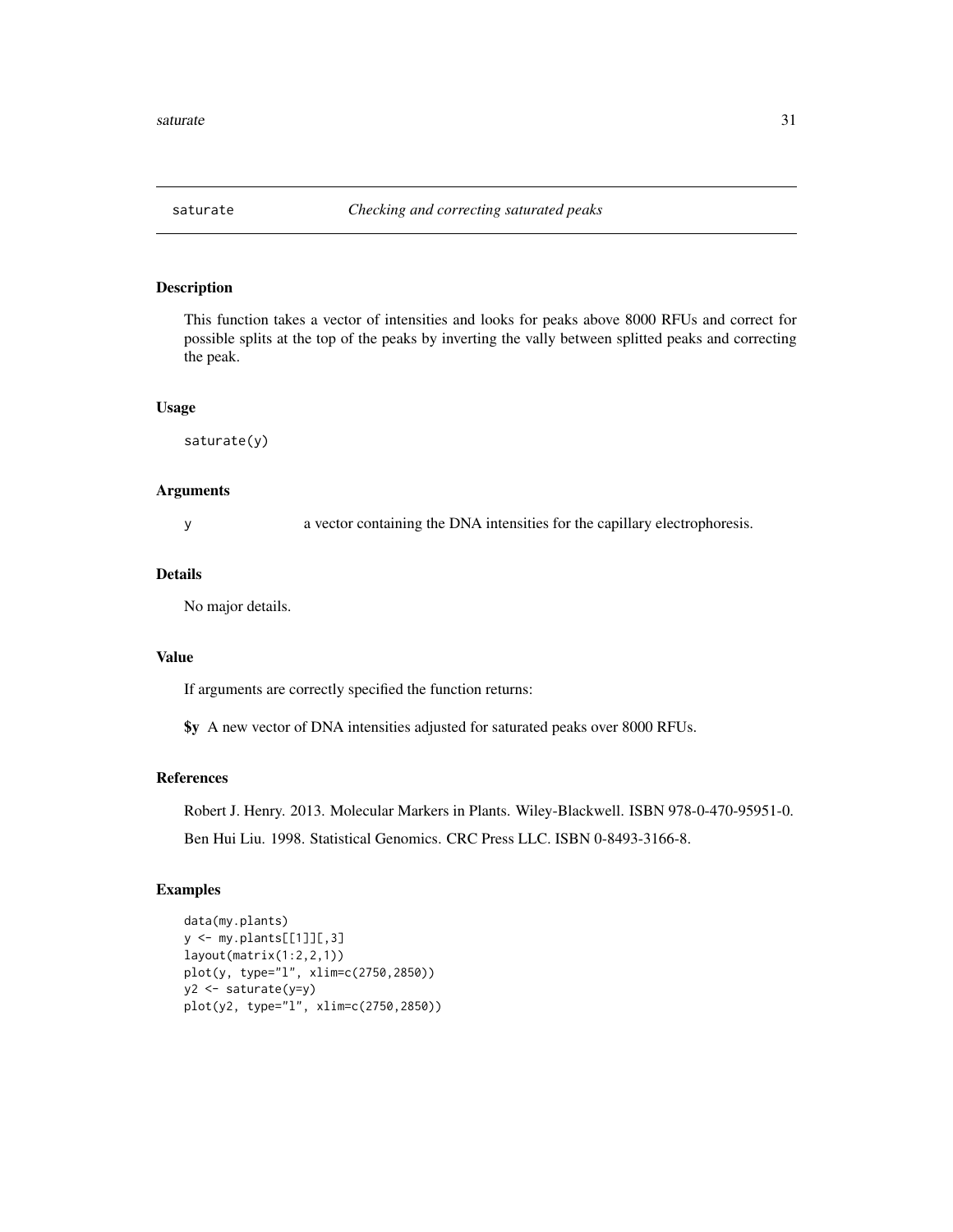# saturate — *Checking and correcting saturated peaks*

## Description

This function takes a vector of intensities and looks for peaks above 8000 RFUs and correct for possible splits at the top of the peaks by inverting the vally between splitted peaks and correcting the peak.

## Usage

```
saturate(y)
```

## Arguments

| | |
|---|---|
| y | a vector containing the DNA intensities for the capillary electrophoresis. |

## Details

No major details.

## Value

If arguments are correctly specified the function returns:

**$y** A new vector of DNA intensities adjusted for saturated peaks over 8000 RFUs.

## References

Robert J. Henry. 2013. Molecular Markers in Plants. Wiley-Blackwell. ISBN 978-0-470-95951-0.

Ben Hui Liu. 1998. Statistical Genomics. CRC Press LLC. ISBN 0-8493-3166-8.

## Examples

```
data(my.plants)
y <- my.plants[[1]][,3]
layout(matrix(1:2,2,1))
plot(y, type="l", xlim=c(2750,2850))
y2 <- saturate(y=y)
plot(y2, type="l", xlim=c(2750,2850))
```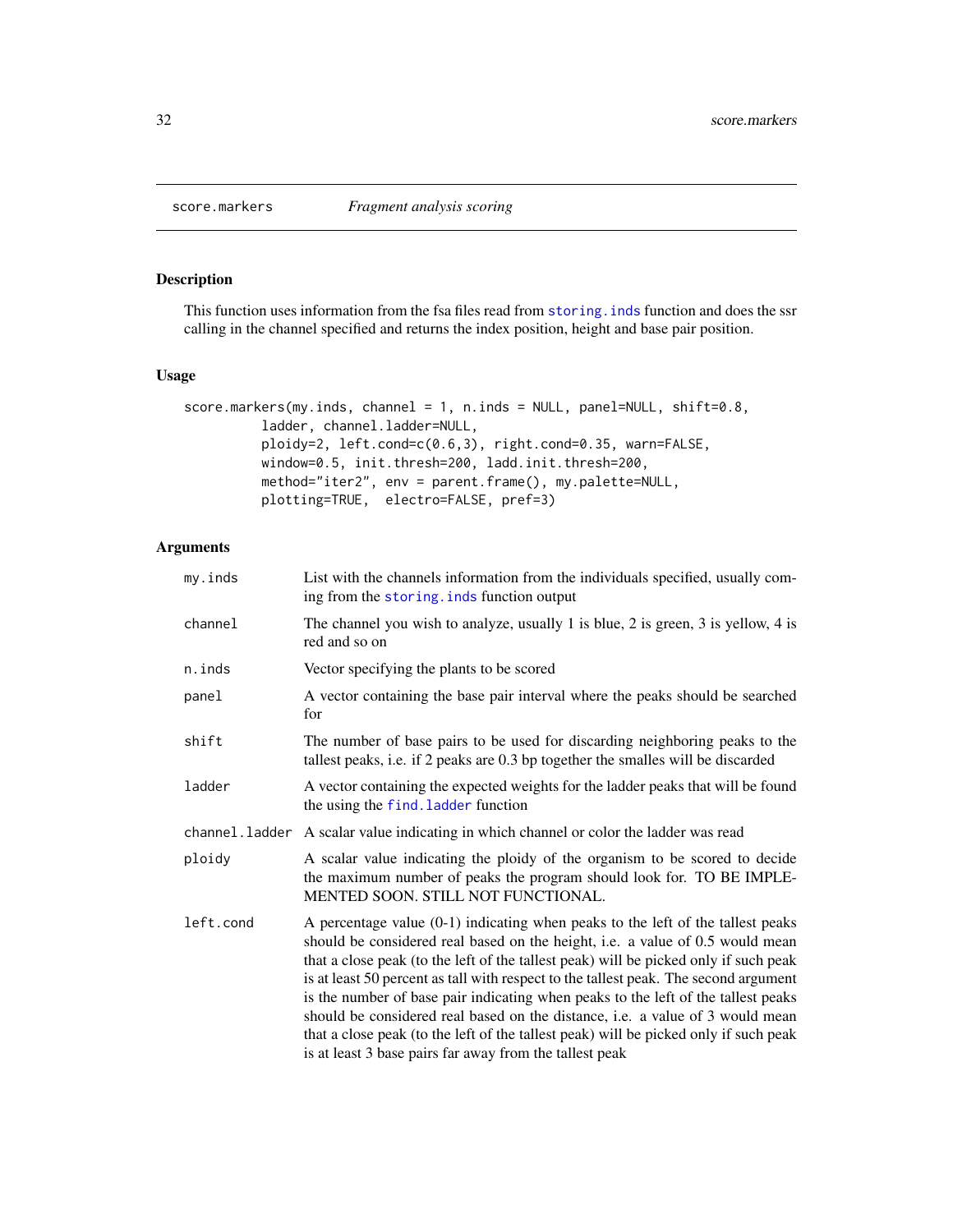# score.markers — *Fragment analysis scoring*

## Description

This function uses information from the fsa files read from `storing.inds` function and does the ssr calling in the channel specified and returns the index position, height and base pair position.

## Usage

```
score.markers(my.inds, channel = 1, n.inds = NULL, panel=NULL, shift=0.8,
          ladder, channel.ladder=NULL,
          ploidy=2, left.cond=c(0.6,3), right.cond=0.35, warn=FALSE,
          window=0.5, init.thresh=200, ladd.init.thresh=200,
          method="iter2", env = parent.frame(), my.palette=NULL,
          plotting=TRUE,  electro=FALSE, pref=3)
```

## Arguments

| | |
|---|---|
| my.inds | List with the channels information from the individuals specified, usually coming from the `storing.inds` function output |
| channel | The channel you wish to analyze, usually 1 is blue, 2 is green, 3 is yellow, 4 is red and so on |
| n.inds | Vector specifying the plants to be scored |
| panel | A vector containing the base pair interval where the peaks should be searched for |
| shift | The number of base pairs to be used for discarding neighboring peaks to the tallest peaks, i.e. if 2 peaks are 0.3 bp together the smalles will be discarded |
| ladder | A vector containing the expected weights for the ladder peaks that will be found the using the `find.ladder` function |
| channel.ladder | A scalar value indicating in which channel or color the ladder was read |
| ploidy | A scalar value indicating the ploidy of the organism to be scored to decide the maximum number of peaks the program should look for. TO BE IMPLEMENTED SOON. STILL NOT FUNCTIONAL. |
| left.cond | A percentage value (0-1) indicating when peaks to the left of the tallest peaks should be considered real based on the height, i.e. a value of 0.5 would mean that a close peak (to the left of the tallest peak) will be picked only if such peak is at least 50 percent as tall with respect to the tallest peak. The second argument is the number of base pair indicating when peaks to the left of the tallest peaks should be considered real based on the distance, i.e. a value of 3 would mean that a close peak (to the left of the tallest peak) will be picked only if such peak is at least 3 base pairs far away from the tallest peak |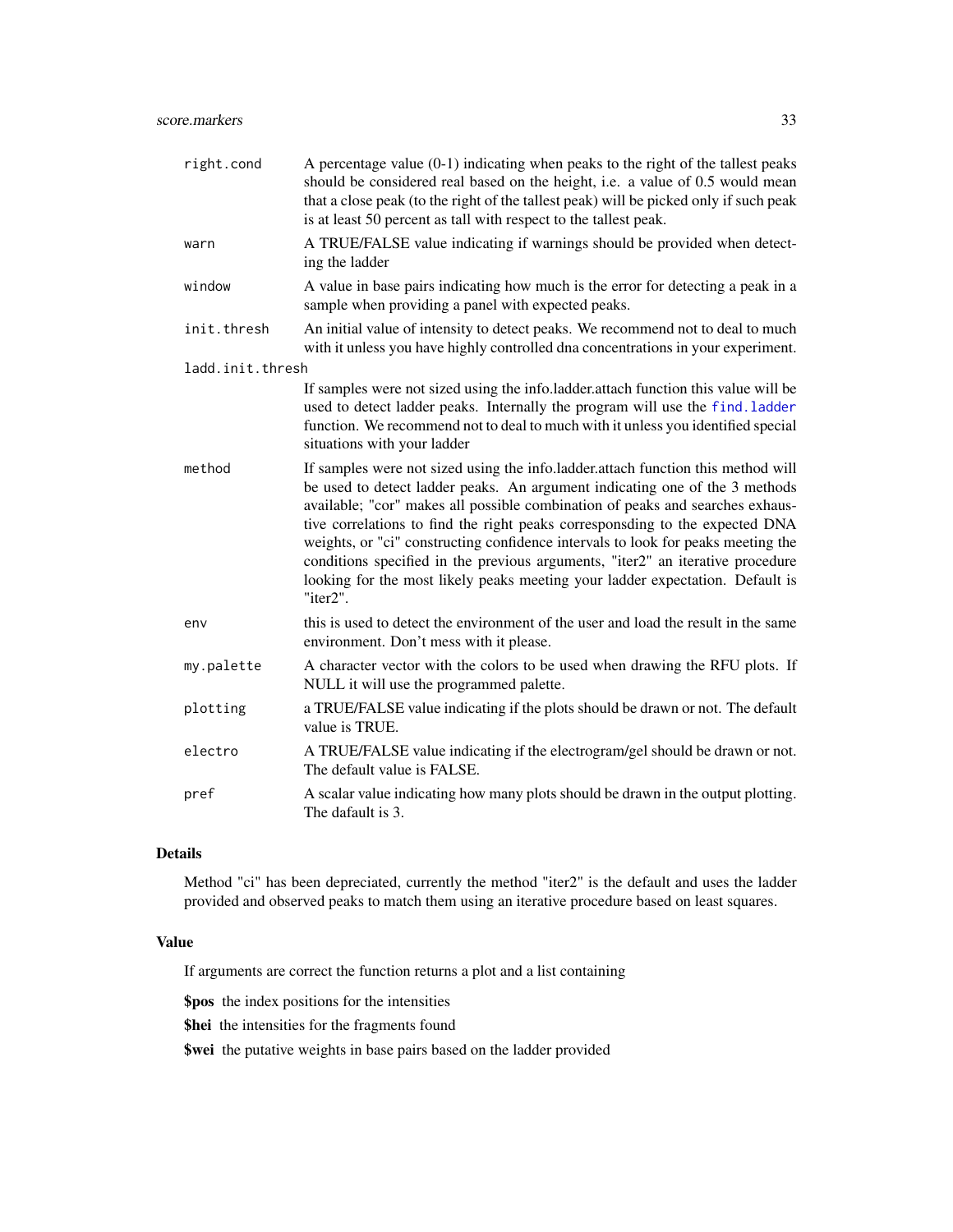| | |
|---|---|
| `right.cond` | A percentage value (0-1) indicating when peaks to the right of the tallest peaks should be considered real based on the height, i.e. a value of 0.5 would mean that a close peak (to the right of the tallest peak) will be picked only if such peak is at least 50 percent as tall with respect to the tallest peak. |
| `warn` | A TRUE/FALSE value indicating if warnings should be provided when detecting the ladder |
| `window` | A value in base pairs indicating how much is the error for detecting a peak in a sample when providing a panel with expected peaks. |
| `init.thresh` | An initial value of intensity to detect peaks. We recommend not to deal to much with it unless you have highly controlled dna concentrations in your experiment. |
| `ladd.init.thresh` | If samples were not sized using the info.ladder.attach function this value will be used to detect ladder peaks. Internally the program will use the `find.ladder` function. We recommend not to deal to much with it unless you identified special situations with your ladder |
| `method` | If samples were not sized using the info.ladder.attach function this method will be used to detect ladder peaks. An argument indicating one of the 3 methods available; "cor" makes all possible combination of peaks and searches exhaustive correlations to find the right peaks corresponsding to the expected DNA weights, or "ci" constructing confidence intervals to look for peaks meeting the conditions specified in the previous arguments, "iter2" an iterative procedure looking for the most likely peaks meeting your ladder expectation. Default is "iter2". |
| `env` | this is used to detect the environment of the user and load the result in the same environment. Don't mess with it please. |
| `my.palette` | A character vector with the colors to be used when drawing the RFU plots. If NULL it will use the programmed palette. |
| `plotting` | a TRUE/FALSE value indicating if the plots should be drawn or not. The default value is TRUE. |
| `electro` | A TRUE/FALSE value indicating if the electrogram/gel should be drawn or not. The default value is FALSE. |
| `pref` | A scalar value indicating how many plots should be drawn in the output plotting. The dafault is 3. |

## Details

Method "ci" has been depreciated, currently the method "iter2" is the default and uses the ladder provided and observed peaks to match them using an iterative procedure based on least squares.

## Value

If arguments are correct the function returns a plot and a list containing

**$pos** the index positions for the intensities

**$hei** the intensities for the fragments found

**$wei** the putative weights in base pairs based on the ladder provided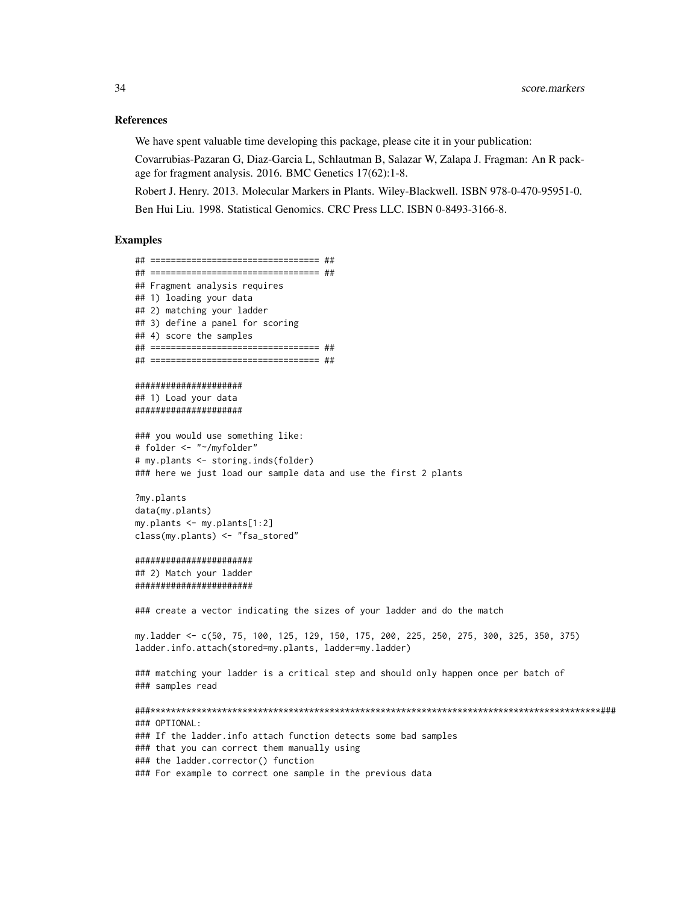### References

We have spent valuable time developing this package, please cite it in your publication:

Covarrubias-Pazaran G, Diaz-Garcia L, Schlautman B, Salazar W, Zalapa J. Fragman: An R package for fragment analysis. 2016. BMC Genetics 17(62):1-8.

Robert J. Henry. 2013. Molecular Markers in Plants. Wiley-Blackwell. ISBN 978-0-470-95951-0.

Ben Hui Liu. 1998. Statistical Genomics. CRC Press LLC. ISBN 0-8493-3166-8.

### Examples

```
## ================================= ##
## ================================= ##
## Fragment analysis requires
## 1) loading your data
## 2) matching your ladder
## 3) define a panel for scoring
## 4) score the samples
## ================================= ##
## ================================= ##

####################
## 1) Load your data
####################

### you would use something like:
# folder <- "~/myfolder"
# my.plants <- storing.inds(folder)
### here we just load our sample data and use the first 2 plants

?my.plants
data(my.plants)
my.plants <- my.plants[1:2]
class(my.plants) <- "fsa_stored"

#######################
## 2) Match your ladder
#######################

### create a vector indicating the sizes of your ladder and do the match

my.ladder <- c(50, 75, 100, 125, 129, 150, 175, 200, 225, 250, 275, 300, 325, 350, 375)
ladder.info.attach(stored=my.plants, ladder=my.ladder)

### matching your ladder is a critical step and should only happen once per batch of
### samples read

###****************************************************************************************###
### OPTIONAL:
### If the ladder.info attach function detects some bad samples
### that you can correct them manually using
### the ladder.corrector() function
### For example to correct one sample in the previous data
```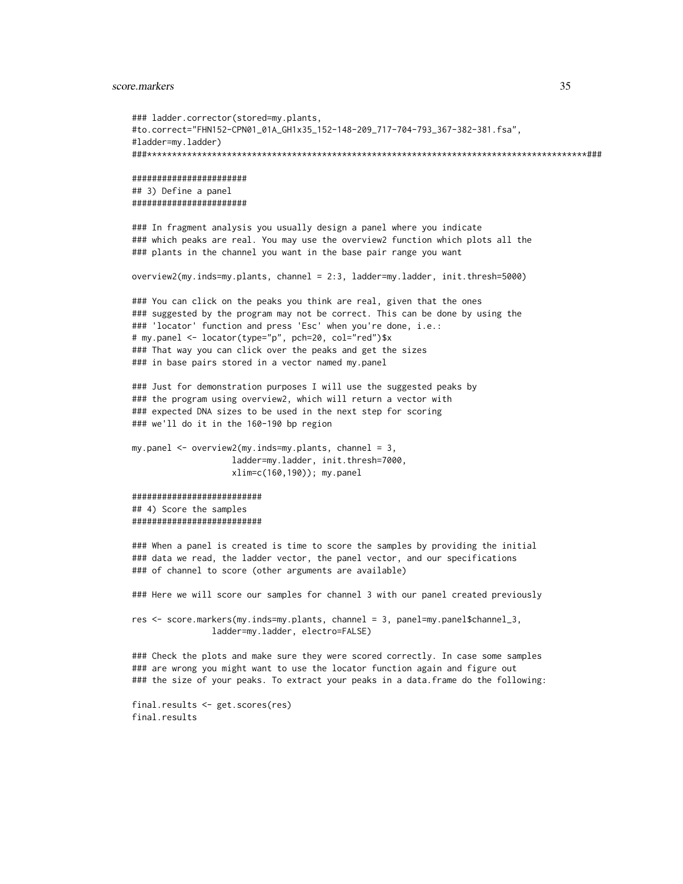```
### ladder.corrector(stored=my.plants,
#to.correct="FHN152-CPN01_01A_GH1x35_152-148-209_717-704-793_367-382-381.fsa",
#ladder=my.ladder)
###*****************************************************************************************###

#######################
## 3) Define a panel
#######################

### In fragment analysis you usually design a panel where you indicate
### which peaks are real. You may use the overview2 function which plots all the
### plants in the channel you want in the base pair range you want

overview2(my.inds=my.plants, channel = 2:3, ladder=my.ladder, init.thresh=5000)

### You can click on the peaks you think are real, given that the ones
### suggested by the program may not be correct. This can be done by using the
### 'locator' function and press 'Esc' when you're done, i.e.:
# my.panel <- locator(type="p", pch=20, col="red")$x
### That way you can click over the peaks and get the sizes
### in base pairs stored in a vector named my.panel

### Just for demonstration purposes I will use the suggested peaks by
### the program using overview2, which will return a vector with
### expected DNA sizes to be used in the next step for scoring
### we'll do it in the 160-190 bp region

my.panel <- overview2(my.inds=my.plants, channel = 3,
                   ladder=my.ladder, init.thresh=7000,
                   xlim=c(160,190)); my.panel

##########################
## 4) Score the samples
##########################

### When a panel is created is time to score the samples by providing the initial
### data we read, the ladder vector, the panel vector, and our specifications
### of channel to score (other arguments are available)

### Here we will score our samples for channel 3 with our panel created previously

res <- score.markers(my.inds=my.plants, channel = 3, panel=my.panel$channel_3,
              ladder=my.ladder, electro=FALSE)

### Check the plots and make sure they were scored correctly. In case some samples
### are wrong you might want to use the locator function again and figure out
### the size of your peaks. To extract your peaks in a data.frame do the following:

final.results <- get.scores(res)
final.results
```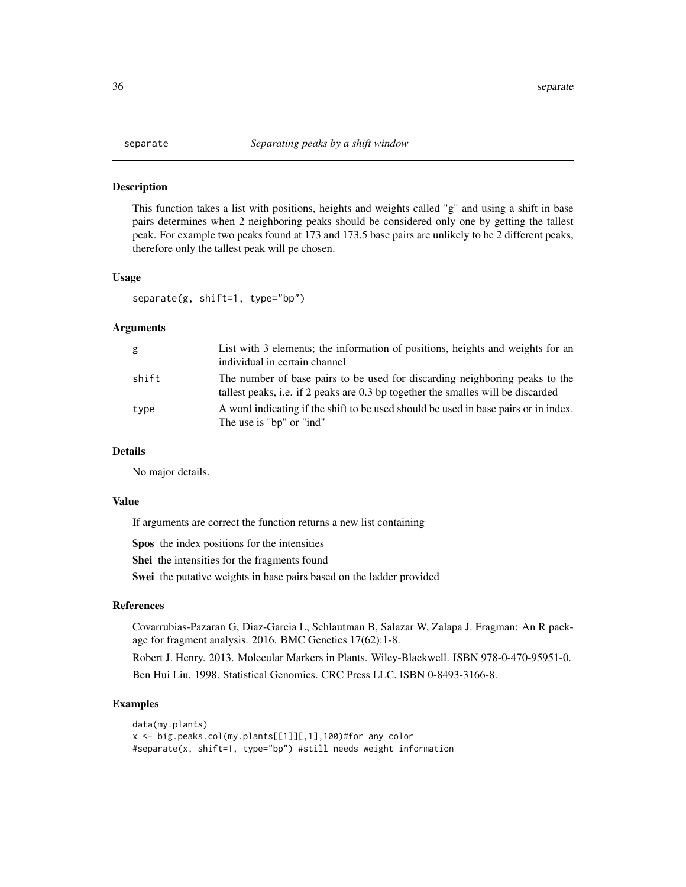# separate *Separating peaks by a shift window*

## Description

This function takes a list with positions, heights and weights called "g" and using a shift in base pairs determines when 2 neighboring peaks should be considered only one by getting the tallest peak. For example two peaks found at 173 and 173.5 base pairs are unlikely to be 2 different peaks, therefore only the tallest peak will pe chosen.

## Usage

```
separate(g, shift=1, type="bp")
```

## Arguments

| | |
|---|---|
| g | List with 3 elements; the information of positions, heights and weights for an individual in certain channel |
| shift | The number of base pairs to be used for discarding neighboring peaks to the tallest peaks, i.e. if 2 peaks are 0.3 bp together the smalles will be discarded |
| type | A word indicating if the shift to be used should be used in base pairs or in index. The use is "bp" or "ind" |

## Details

No major details.

## Value

If arguments are correct the function returns a new list containing

**$pos** the index positions for the intensities

**$hei** the intensities for the fragments found

**$wei** the putative weights in base pairs based on the ladder provided

## References

Covarrubias-Pazaran G, Diaz-Garcia L, Schlautman B, Salazar W, Zalapa J. Fragman: An R package for fragment analysis. 2016. BMC Genetics 17(62):1-8.

Robert J. Henry. 2013. Molecular Markers in Plants. Wiley-Blackwell. ISBN 978-0-470-95951-0.

Ben Hui Liu. 1998. Statistical Genomics. CRC Press LLC. ISBN 0-8493-3166-8.

## Examples

```
data(my.plants)
x <- big.peaks.col(my.plants[[1]][,1],100)#for any color
#separate(x, shift=1, type="bp") #still needs weight information
```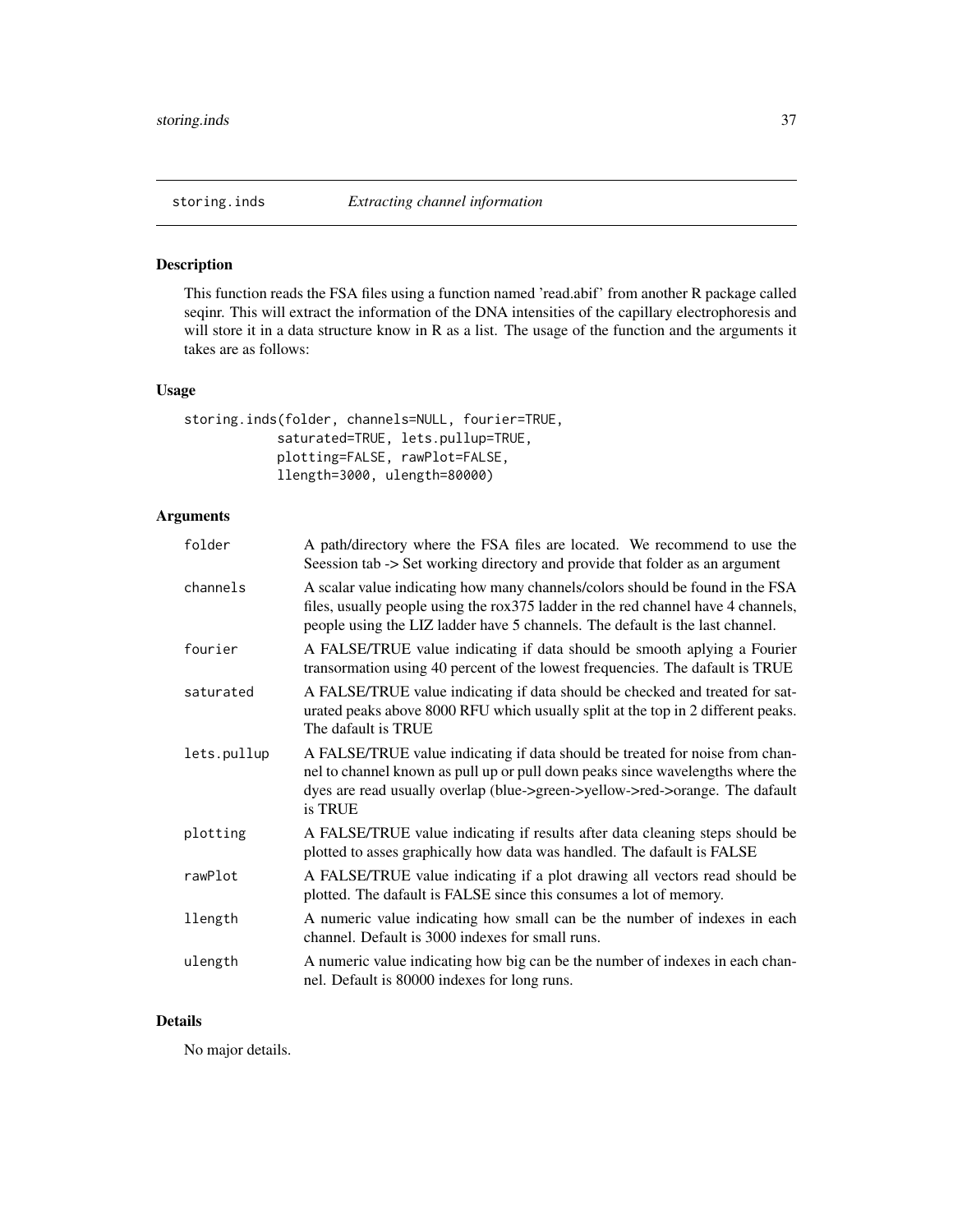`storing.inds` *Extracting channel information*

## Description

This function reads the FSA files using a function named 'read.abif' from another R package called seqinr. This will extract the information of the DNA intensities of the capillary electrophoresis and will store it in a data structure know in R as a list. The usage of the function and the arguments it takes are as follows:

## Usage

```
storing.inds(folder, channels=NULL, fourier=TRUE,
            saturated=TRUE, lets.pullup=TRUE,
            plotting=FALSE, rawPlot=FALSE,
            llength=3000, ulength=80000)
```

## Arguments

| | |
|---|---|
| folder | A path/directory where the FSA files are located. We recommend to use the Seession tab -> Set working directory and provide that folder as an argument |
| channels | A scalar value indicating how many channels/colors should be found in the FSA files, usually people using the rox375 ladder in the red channel have 4 channels, people using the LIZ ladder have 5 channels. The default is the last channel. |
| fourier | A FALSE/TRUE value indicating if data should be smooth aplying a Fourier transormation using 40 percent of the lowest frequencies. The dafault is TRUE |
| saturated | A FALSE/TRUE value indicating if data should be checked and treated for saturated peaks above 8000 RFU which usually split at the top in 2 different peaks. The dafault is TRUE |
| lets.pullup | A FALSE/TRUE value indicating if data should be treated for noise from channel to channel known as pull up or pull down peaks since wavelengths where the dyes are read usually overlap (blue->green->yellow->red->orange. The dafault is TRUE |
| plotting | A FALSE/TRUE value indicating if results after data cleaning steps should be plotted to asses graphically how data was handled. The dafault is FALSE |
| rawPlot | A FALSE/TRUE value indicating if a plot drawing all vectors read should be plotted. The dafault is FALSE since this consumes a lot of memory. |
| llength | A numeric value indicating how small can be the number of indexes in each channel. Default is 3000 indexes for small runs. |
| ulength | A numeric value indicating how big can be the number of indexes in each channel. Default is 80000 indexes for long runs. |

## Details

No major details.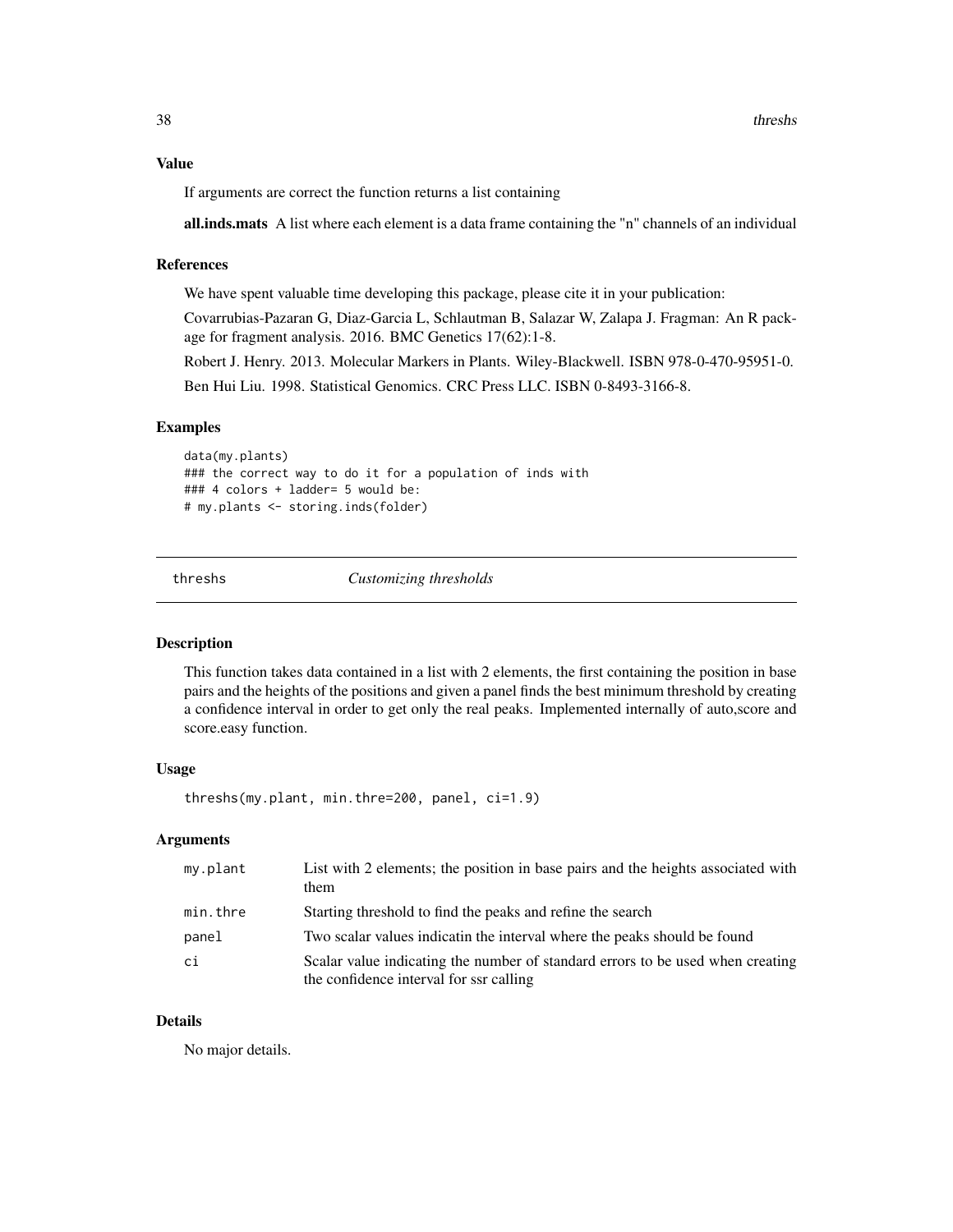### Value

If arguments are correct the function returns a list containing

**all.inds.mats** A list where each element is a data frame containing the "n" channels of an individual

### References

We have spent valuable time developing this package, please cite it in your publication:

Covarrubias-Pazaran G, Diaz-Garcia L, Schlautman B, Salazar W, Zalapa J. Fragman: An R package for fragment analysis. 2016. BMC Genetics 17(62):1-8.

Robert J. Henry. 2013. Molecular Markers in Plants. Wiley-Blackwell. ISBN 978-0-470-95951-0.

Ben Hui Liu. 1998. Statistical Genomics. CRC Press LLC. ISBN 0-8493-3166-8.

### Examples

```
data(my.plants)
### the correct way to do it for a population of inds with
### 4 colors + ladder= 5 would be:
# my.plants <- storing.inds(folder)
```

---

## threshs *Customizing thresholds*

---

### Description

This function takes data contained in a list with 2 elements, the first containing the position in base pairs and the heights of the positions and given a panel finds the best minimum threshold by creating a confidence interval in order to get only the real peaks. Implemented internally of auto,score and score.easy function.

### Usage

```
threshs(my.plant, min.thre=200, panel, ci=1.9)
```

### Arguments

| | |
|---|---|
| my.plant | List with 2 elements; the position in base pairs and the heights associated with them |
| min.thre | Starting threshold to find the peaks and refine the search |
| panel | Two scalar values indicatin the interval where the peaks should be found |
| ci | Scalar value indicating the number of standard errors to be used when creating the confidence interval for ssr calling |

### Details

No major details.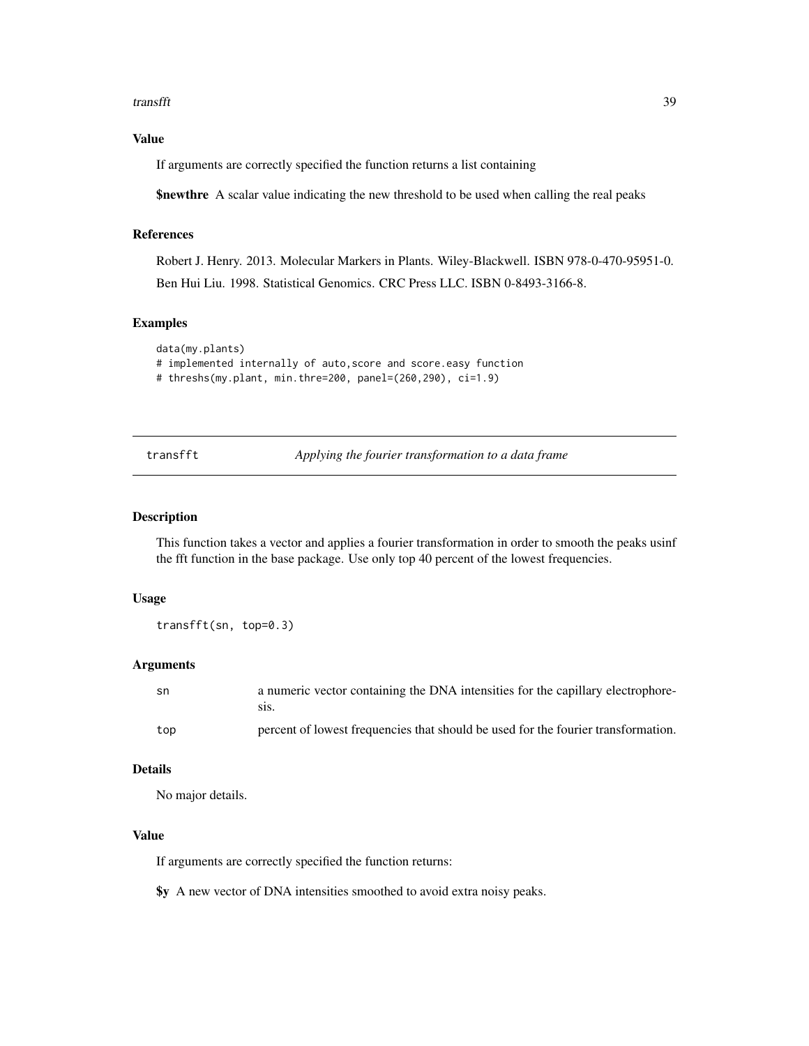### Value

If arguments are correctly specified the function returns a list containing

**$newthre** A scalar value indicating the new threshold to be used when calling the real peaks

### References

Robert J. Henry. 2013. Molecular Markers in Plants. Wiley-Blackwell. ISBN 978-0-470-95951-0.

Ben Hui Liu. 1998. Statistical Genomics. CRC Press LLC. ISBN 0-8493-3166-8.

### Examples

```
data(my.plants)
# implemented internally of auto,score and score.easy function
# threshs(my.plant, min.thre=200, panel=(260,290), ci=1.9)
```

---

## transfft — *Applying the fourier transformation to a data frame*

### Description

This function takes a vector and applies a fourier transformation in order to smooth the peaks usinf the fft function in the base package. Use only top 40 percent of the lowest frequencies.

### Usage

```
transfft(sn, top=0.3)
```

### Arguments

| | |
|---|---|
| sn | a numeric vector containing the DNA intensities for the capillary electrophoresis. |
| top | percent of lowest frequencies that should be used for the fourier transformation. |

### Details

No major details.

### Value

If arguments are correctly specified the function returns:

**$y** A new vector of DNA intensities smoothed to avoid extra noisy peaks.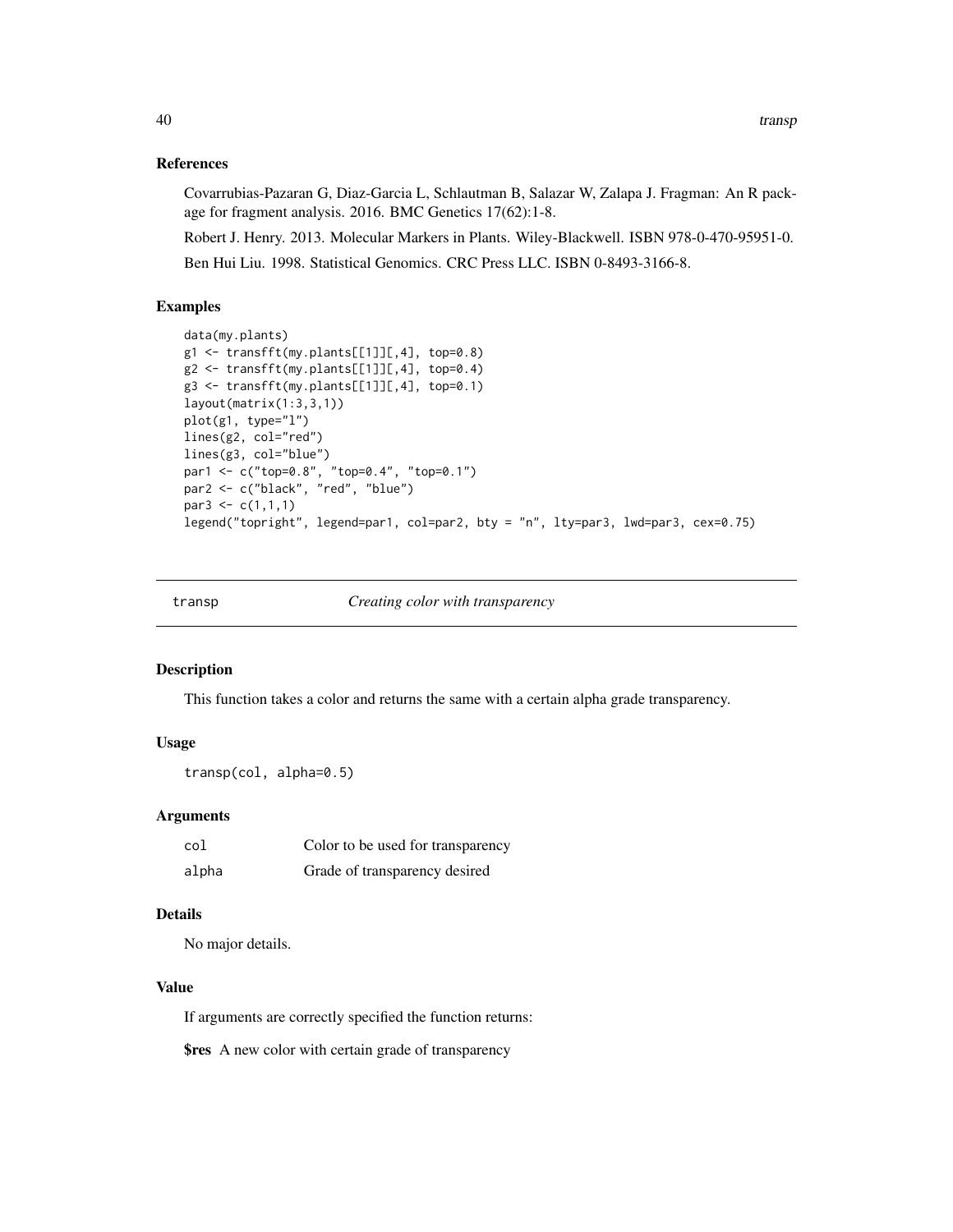### References

Covarrubias-Pazaran G, Diaz-Garcia L, Schlautman B, Salazar W, Zalapa J. Fragman: An R package for fragment analysis. 2016. BMC Genetics 17(62):1-8.

Robert J. Henry. 2013. Molecular Markers in Plants. Wiley-Blackwell. ISBN 978-0-470-95951-0.

Ben Hui Liu. 1998. Statistical Genomics. CRC Press LLC. ISBN 0-8493-3166-8.

### Examples

```
data(my.plants)
g1 <- transfft(my.plants[[1]][,4], top=0.8)
g2 <- transfft(my.plants[[1]][,4], top=0.4)
g3 <- transfft(my.plants[[1]][,4], top=0.1)
layout(matrix(1:3,3,1))
plot(g1, type="l")
lines(g2, col="red")
lines(g3, col="blue")
par1 <- c("top=0.8", "top=0.4", "top=0.1")
par2 <- c("black", "red", "blue")
par3 <- c(1,1,1)
legend("topright", legend=par1, col=par2, bty = "n", lty=par3, lwd=par3, cex=0.75)
```

---

## transp — *Creating color with transparency*

### Description

This function takes a color and returns the same with a certain alpha grade transparency.

### Usage

```
transp(col, alpha=0.5)
```

### Arguments

| | |
|---|---|
| col | Color to be used for transparency |
| alpha | Grade of transparency desired |

### Details

No major details.

### Value

If arguments are correctly specified the function returns:

**$res** A new color with certain grade of transparency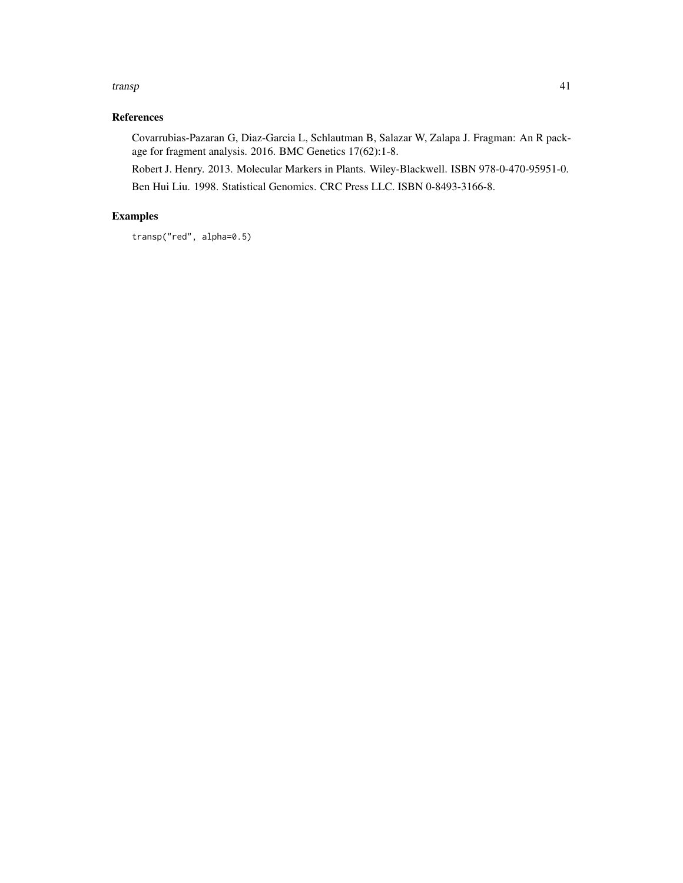## References

Covarrubias-Pazaran G, Diaz-Garcia L, Schlautman B, Salazar W, Zalapa J. Fragman: An R package for fragment analysis. 2016. BMC Genetics 17(62):1-8.

Robert J. Henry. 2013. Molecular Markers in Plants. Wiley-Blackwell. ISBN 978-0-470-95951-0.

Ben Hui Liu. 1998. Statistical Genomics. CRC Press LLC. ISBN 0-8493-3166-8.

## Examples

```
transp("red", alpha=0.5)
```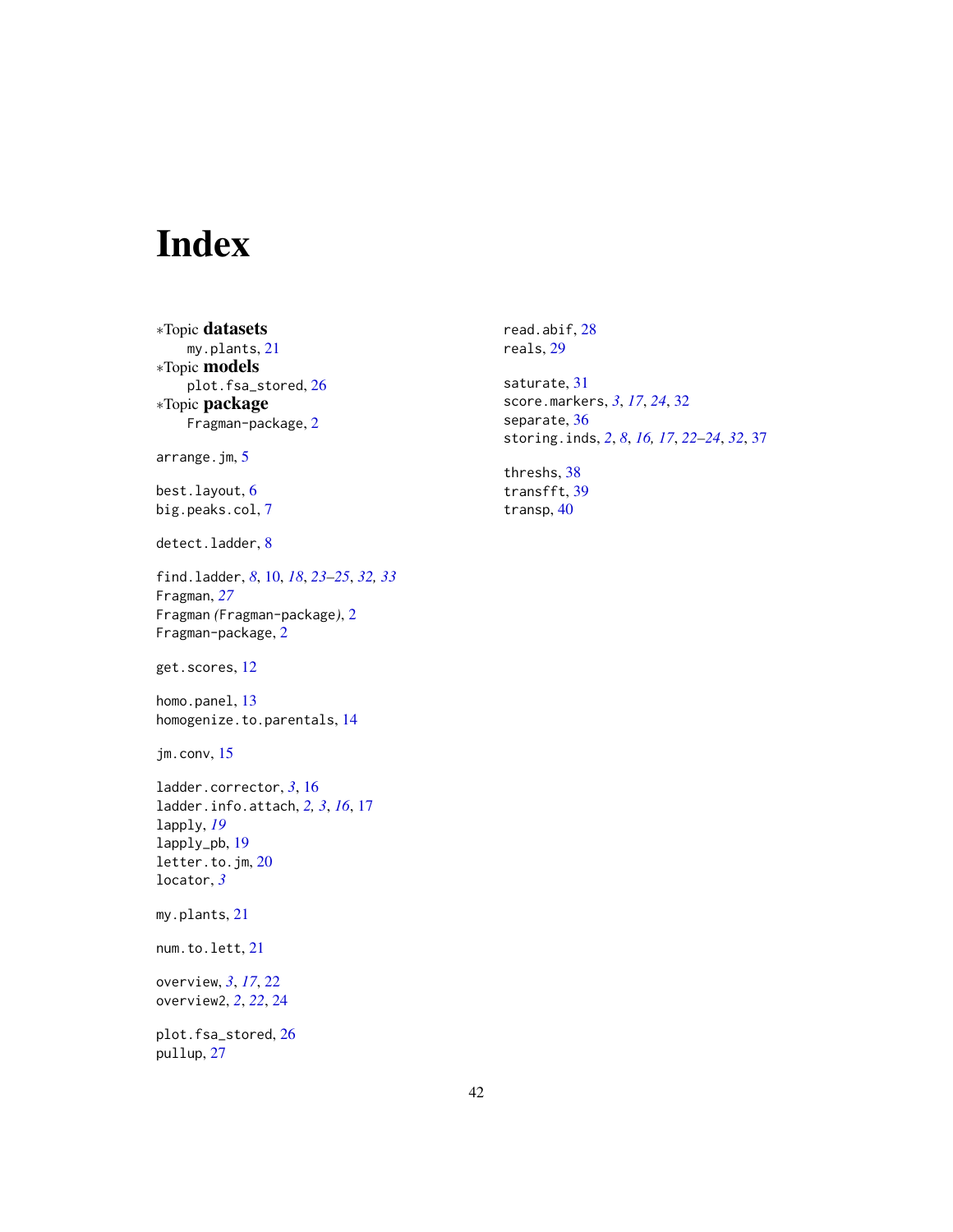# Index

*Topic **datasets**
my.plants, 21
*Topic **models**
plot.fsa_stored, 26
*Topic **package**
Fragman-package, 2

arrange.jm, 5

best.layout, 6
big.peaks.col, 7

detect.ladder, 8

find.ladder, *8*, 10, *18*, *23–25*, *32, 33*
Fragman, *27*
Fragman *(*Fragman-package*)*, 2
Fragman-package, 2

get.scores, 12

homo.panel, 13
homogenize.to.parentals, 14

jm.conv, 15

ladder.corrector, *3*, 16
ladder.info.attach, *2, 3*, *16*, 17
lapply, *19*
lapply_pb, 19
letter.to.jm, 20
locator, *3*

my.plants, 21

num.to.lett, 21

overview, *3*, *17*, 22
overview2, *2*, *22*, 24

plot.fsa_stored, 26
pullup, 27

read.abif, 28
reals, 29

saturate, 31
score.markers, *3*, *17*, *24*, 32
separate, 36
storing.inds, *2*, *8*, *16, 17*, *22–24*, *32*, 37

threshs, 38
transfft, 39
transp, 40